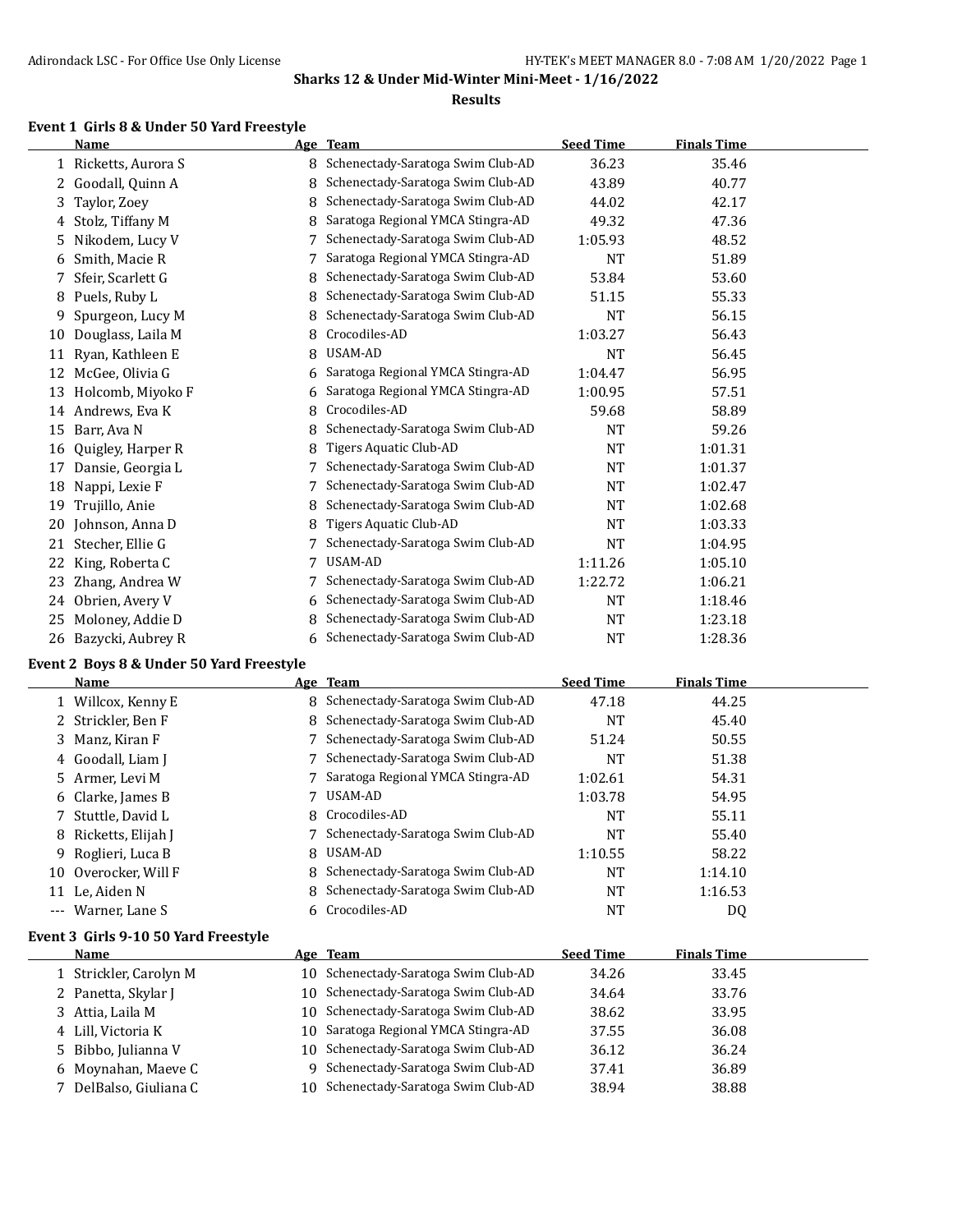## Sharks 12 & Under Mid-Winter Mini-Meet - 1/16/2022

### Results

#### Event 1 Girls 8 & Under 50 Yard Freestyle

| | Name | Age | Team | Seed Time | Finals Time |
|---|---|---|---|---|---|
| 1 | Ricketts, Aurora S | 8 | Schenectady-Saratoga Swim Club-AD | 36.23 | 35.46 |
| 2 | Goodall, Quinn A | 8 | Schenectady-Saratoga Swim Club-AD | 43.89 | 40.77 |
| 3 | Taylor, Zoey | 8 | Schenectady-Saratoga Swim Club-AD | 44.02 | 42.17 |
| 4 | Stolz, Tiffany M | 8 | Saratoga Regional YMCA Stingra-AD | 49.32 | 47.36 |
| 5 | Nikodem, Lucy V | 7 | Schenectady-Saratoga Swim Club-AD | 1:05.93 | 48.52 |
| 6 | Smith, Macie R | 7 | Saratoga Regional YMCA Stingra-AD | NT | 51.89 |
| 7 | Sfeir, Scarlett G | 8 | Schenectady-Saratoga Swim Club-AD | 53.84 | 53.60 |
| 8 | Puels, Ruby L | 8 | Schenectady-Saratoga Swim Club-AD | 51.15 | 55.33 |
| 9 | Spurgeon, Lucy M | 8 | Schenectady-Saratoga Swim Club-AD | NT | 56.15 |
| 10 | Douglass, Laila M | 8 | Crocodiles-AD | 1:03.27 | 56.43 |
| 11 | Ryan, Kathleen E | 8 | USAM-AD | NT | 56.45 |
| 12 | McGee, Olivia G | 6 | Saratoga Regional YMCA Stingra-AD | 1:04.47 | 56.95 |
| 13 | Holcomb, Miyoko F | 6 | Saratoga Regional YMCA Stingra-AD | 1:00.95 | 57.51 |
| 14 | Andrews, Eva K | 8 | Crocodiles-AD | 59.68 | 58.89 |
| 15 | Barr, Ava N | 8 | Schenectady-Saratoga Swim Club-AD | NT | 59.26 |
| 16 | Quigley, Harper R | 8 | Tigers Aquatic Club-AD | NT | 1:01.31 |
| 17 | Dansie, Georgia L | 7 | Schenectady-Saratoga Swim Club-AD | NT | 1:01.37 |
| 18 | Nappi, Lexie F | 7 | Schenectady-Saratoga Swim Club-AD | NT | 1:02.47 |
| 19 | Trujillo, Anie | 8 | Schenectady-Saratoga Swim Club-AD | NT | 1:02.68 |
| 20 | Johnson, Anna D | 8 | Tigers Aquatic Club-AD | NT | 1:03.33 |
| 21 | Stecher, Ellie G | 7 | Schenectady-Saratoga Swim Club-AD | NT | 1:04.95 |
| 22 | King, Roberta C | 7 | USAM-AD | 1:11.26 | 1:05.10 |
| 23 | Zhang, Andrea W | 7 | Schenectady-Saratoga Swim Club-AD | 1:22.72 | 1:06.21 |
| 24 | Obrien, Avery V | 6 | Schenectady-Saratoga Swim Club-AD | NT | 1:18.46 |
| 25 | Moloney, Addie D | 8 | Schenectady-Saratoga Swim Club-AD | NT | 1:23.18 |
| 26 | Bazycki, Aubrey R | 6 | Schenectady-Saratoga Swim Club-AD | NT | 1:28.36 |

#### Event 2 Boys 8 & Under 50 Yard Freestyle

| | Name | Age | Team | Seed Time | Finals Time |
|---|---|---|---|---|---|
| 1 | Willcox, Kenny E | 8 | Schenectady-Saratoga Swim Club-AD | 47.18 | 44.25 |
| 2 | Strickler, Ben F | 8 | Schenectady-Saratoga Swim Club-AD | NT | 45.40 |
| 3 | Manz, Kiran F | 7 | Schenectady-Saratoga Swim Club-AD | 51.24 | 50.55 |
| 4 | Goodall, Liam J | 7 | Schenectady-Saratoga Swim Club-AD | NT | 51.38 |
| 5 | Armer, Levi M | 7 | Saratoga Regional YMCA Stingra-AD | 1:02.61 | 54.31 |
| 6 | Clarke, James B | 7 | USAM-AD | 1:03.78 | 54.95 |
| 7 | Stuttle, David L | 8 | Crocodiles-AD | NT | 55.11 |
| 8 | Ricketts, Elijah J | 7 | Schenectady-Saratoga Swim Club-AD | NT | 55.40 |
| 9 | Roglieri, Luca B | 8 | USAM-AD | 1:10.55 | 58.22 |
| 10 | Overocker, Will F | 8 | Schenectady-Saratoga Swim Club-AD | NT | 1:14.10 |
| 11 | Le, Aiden N | 8 | Schenectady-Saratoga Swim Club-AD | NT | 1:16.53 |
| --- | Warner, Lane S | 6 | Crocodiles-AD | NT | DQ |

#### Event 3 Girls 9-10 50 Yard Freestyle

| | Name | Age | Team | Seed Time | Finals Time |
|---|---|---|---|---|---|
| 1 | Strickler, Carolyn M | 10 | Schenectady-Saratoga Swim Club-AD | 34.26 | 33.45 |
| 2 | Panetta, Skylar J | 10 | Schenectady-Saratoga Swim Club-AD | 34.64 | 33.76 |
| 3 | Attia, Laila M | 10 | Schenectady-Saratoga Swim Club-AD | 38.62 | 33.95 |
| 4 | Lill, Victoria K | 10 | Saratoga Regional YMCA Stingra-AD | 37.55 | 36.08 |
| 5 | Bibbo, Julianna V | 10 | Schenectady-Saratoga Swim Club-AD | 36.12 | 36.24 |
| 6 | Moynahan, Maeve C | 9 | Schenectady-Saratoga Swim Club-AD | 37.41 | 36.89 |
| 7 | DelBalso, Giuliana C | 10 | Schenectady-Saratoga Swim Club-AD | 38.94 | 38.88 |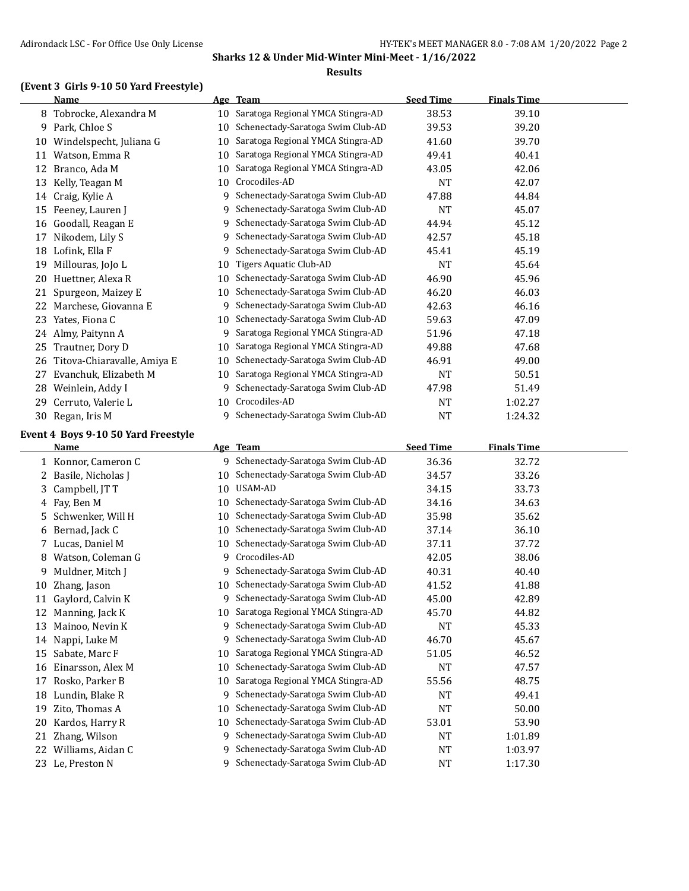## Sharks 12 & Under Mid-Winter Mini-Meet - 1/16/2022

### Results

### (Event 3 Girls 9-10 50 Yard Freestyle)

| | Name | Age | Team | Seed Time | Finals Time |
|---|---|---|---|---|---|
| 8 | Tobrocke, Alexandra M | 10 | Saratoga Regional YMCA Stingra-AD | 38.53 | 39.10 |
| 9 | Park, Chloe S | 10 | Schenectady-Saratoga Swim Club-AD | 39.53 | 39.20 |
| 10 | Windelspecht, Juliana G | 10 | Saratoga Regional YMCA Stingra-AD | 41.60 | 39.70 |
| 11 | Watson, Emma R | 10 | Saratoga Regional YMCA Stingra-AD | 49.41 | 40.41 |
| 12 | Branco, Ada M | 10 | Saratoga Regional YMCA Stingra-AD | 43.05 | 42.06 |
| 13 | Kelly, Teagan M | 10 | Crocodiles-AD | NT | 42.07 |
| 14 | Craig, Kylie A | 9 | Schenectady-Saratoga Swim Club-AD | 47.88 | 44.84 |
| 15 | Feeney, Lauren J | 9 | Schenectady-Saratoga Swim Club-AD | NT | 45.07 |
| 16 | Goodall, Reagan E | 9 | Schenectady-Saratoga Swim Club-AD | 44.94 | 45.12 |
| 17 | Nikodem, Lily S | 9 | Schenectady-Saratoga Swim Club-AD | 42.57 | 45.18 |
| 18 | Lofink, Ella F | 9 | Schenectady-Saratoga Swim Club-AD | 45.41 | 45.19 |
| 19 | Millouras, JoJo L | 10 | Tigers Aquatic Club-AD | NT | 45.64 |
| 20 | Huettner, Alexa R | 10 | Schenectady-Saratoga Swim Club-AD | 46.90 | 45.96 |
| 21 | Spurgeon, Maizey E | 10 | Schenectady-Saratoga Swim Club-AD | 46.20 | 46.03 |
| 22 | Marchese, Giovanna E | 9 | Schenectady-Saratoga Swim Club-AD | 42.63 | 46.16 |
| 23 | Yates, Fiona C | 10 | Schenectady-Saratoga Swim Club-AD | 59.63 | 47.09 |
| 24 | Almy, Paitynn A | 9 | Saratoga Regional YMCA Stingra-AD | 51.96 | 47.18 |
| 25 | Trautner, Dory D | 10 | Saratoga Regional YMCA Stingra-AD | 49.88 | 47.68 |
| 26 | Titova-Chiaravalle, Amiya E | 10 | Schenectady-Saratoga Swim Club-AD | 46.91 | 49.00 |
| 27 | Evanchuk, Elizabeth M | 10 | Saratoga Regional YMCA Stingra-AD | NT | 50.51 |
| 28 | Weinlein, Addy I | 9 | Schenectady-Saratoga Swim Club-AD | 47.98 | 51.49 |
| 29 | Cerruto, Valerie L | 10 | Crocodiles-AD | NT | 1:02.27 |
| 30 | Regan, Iris M | 9 | Schenectady-Saratoga Swim Club-AD | NT | 1:24.32 |

### Event 4 Boys 9-10 50 Yard Freestyle

| | Name | Age | Team | Seed Time | Finals Time |
|---|---|---|---|---|---|
| 1 | Konnor, Cameron C | 9 | Schenectady-Saratoga Swim Club-AD | 36.36 | 32.72 |
| 2 | Basile, Nicholas J | 10 | Schenectady-Saratoga Swim Club-AD | 34.57 | 33.26 |
| 3 | Campbell, JT T | 10 | USAM-AD | 34.15 | 33.73 |
| 4 | Fay, Ben M | 10 | Schenectady-Saratoga Swim Club-AD | 34.16 | 34.63 |
| 5 | Schwenker, Will H | 10 | Schenectady-Saratoga Swim Club-AD | 35.98 | 35.62 |
| 6 | Bernad, Jack C | 10 | Schenectady-Saratoga Swim Club-AD | 37.14 | 36.10 |
| 7 | Lucas, Daniel M | 10 | Schenectady-Saratoga Swim Club-AD | 37.11 | 37.72 |
| 8 | Watson, Coleman G | 9 | Crocodiles-AD | 42.05 | 38.06 |
| 9 | Muldner, Mitch J | 9 | Schenectady-Saratoga Swim Club-AD | 40.31 | 40.40 |
| 10 | Zhang, Jason | 10 | Schenectady-Saratoga Swim Club-AD | 41.52 | 41.88 |
| 11 | Gaylord, Calvin K | 9 | Schenectady-Saratoga Swim Club-AD | 45.00 | 42.89 |
| 12 | Manning, Jack K | 10 | Saratoga Regional YMCA Stingra-AD | 45.70 | 44.82 |
| 13 | Mainoo, Nevin K | 9 | Schenectady-Saratoga Swim Club-AD | NT | 45.33 |
| 14 | Nappi, Luke M | 9 | Schenectady-Saratoga Swim Club-AD | 46.70 | 45.67 |
| 15 | Sabate, Marc F | 10 | Saratoga Regional YMCA Stingra-AD | 51.05 | 46.52 |
| 16 | Einarsson, Alex M | 10 | Schenectady-Saratoga Swim Club-AD | NT | 47.57 |
| 17 | Rosko, Parker B | 10 | Saratoga Regional YMCA Stingra-AD | 55.56 | 48.75 |
| 18 | Lundin, Blake R | 9 | Schenectady-Saratoga Swim Club-AD | NT | 49.41 |
| 19 | Zito, Thomas A | 10 | Schenectady-Saratoga Swim Club-AD | NT | 50.00 |
| 20 | Kardos, Harry R | 10 | Schenectady-Saratoga Swim Club-AD | 53.01 | 53.90 |
| 21 | Zhang, Wilson | 9 | Schenectady-Saratoga Swim Club-AD | NT | 1:01.89 |
| 22 | Williams, Aidan C | 9 | Schenectady-Saratoga Swim Club-AD | NT | 1:03.97 |
| 23 | Le, Preston N | 9 | Schenectady-Saratoga Swim Club-AD | NT | 1:17.30 |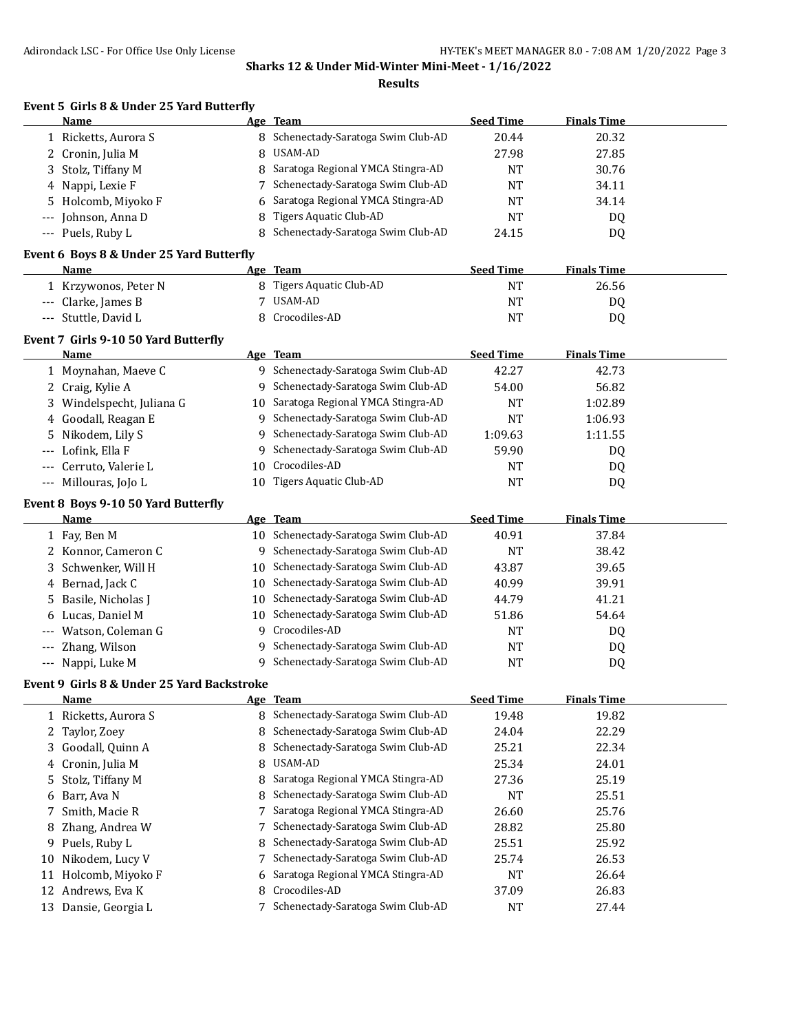## Sharks 12 & Under Mid-Winter Mini-Meet - 1/16/2022

### Results

#### Event 5 Girls 8 & Under 25 Yard Butterfly

| | Name | Age | Team | Seed Time | Finals Time |
|---|---|---|---|---|---|
| 1 | Ricketts, Aurora S | 8 | Schenectady-Saratoga Swim Club-AD | 20.44 | 20.32 |
| 2 | Cronin, Julia M | 8 | USAM-AD | 27.98 | 27.85 |
| 3 | Stolz, Tiffany M | 8 | Saratoga Regional YMCA Stingra-AD | NT | 30.76 |
| 4 | Nappi, Lexie F | 7 | Schenectady-Saratoga Swim Club-AD | NT | 34.11 |
| 5 | Holcomb, Miyoko F | 6 | Saratoga Regional YMCA Stingra-AD | NT | 34.14 |
| --- | Johnson, Anna D | 8 | Tigers Aquatic Club-AD | NT | DQ |
| --- | Puels, Ruby L | 8 | Schenectady-Saratoga Swim Club-AD | 24.15 | DQ |

#### Event 6 Boys 8 & Under 25 Yard Butterfly

| | Name | Age | Team | Seed Time | Finals Time |
|---|---|---|---|---|---|
| 1 | Krzywonos, Peter N | 8 | Tigers Aquatic Club-AD | NT | 26.56 |
| --- | Clarke, James B | 7 | USAM-AD | NT | DQ |
| --- | Stuttle, David L | 8 | Crocodiles-AD | NT | DQ |

#### Event 7 Girls 9-10 50 Yard Butterfly

| | Name | Age | Team | Seed Time | Finals Time |
|---|---|---|---|---|---|
| 1 | Moynahan, Maeve C | 9 | Schenectady-Saratoga Swim Club-AD | 42.27 | 42.73 |
| 2 | Craig, Kylie A | 9 | Schenectady-Saratoga Swim Club-AD | 54.00 | 56.82 |
| 3 | Windelspecht, Juliana G | 10 | Saratoga Regional YMCA Stingra-AD | NT | 1:02.89 |
| 4 | Goodall, Reagan E | 9 | Schenectady-Saratoga Swim Club-AD | NT | 1:06.93 |
| 5 | Nikodem, Lily S | 9 | Schenectady-Saratoga Swim Club-AD | 1:09.63 | 1:11.55 |
| --- | Lofink, Ella F | 9 | Schenectady-Saratoga Swim Club-AD | 59.90 | DQ |
| --- | Cerruto, Valerie L | 10 | Crocodiles-AD | NT | DQ |
| --- | Millouras, JoJo L | 10 | Tigers Aquatic Club-AD | NT | DQ |

#### Event 8 Boys 9-10 50 Yard Butterfly

| | Name | Age | Team | Seed Time | Finals Time |
|---|---|---|---|---|---|
| 1 | Fay, Ben M | 10 | Schenectady-Saratoga Swim Club-AD | 40.91 | 37.84 |
| 2 | Konnor, Cameron C | 9 | Schenectady-Saratoga Swim Club-AD | NT | 38.42 |
| 3 | Schwenker, Will H | 10 | Schenectady-Saratoga Swim Club-AD | 43.87 | 39.65 |
| 4 | Bernad, Jack C | 10 | Schenectady-Saratoga Swim Club-AD | 40.99 | 39.91 |
| 5 | Basile, Nicholas J | 10 | Schenectady-Saratoga Swim Club-AD | 44.79 | 41.21 |
| 6 | Lucas, Daniel M | 10 | Schenectady-Saratoga Swim Club-AD | 51.86 | 54.64 |
| --- | Watson, Coleman G | 9 | Crocodiles-AD | NT | DQ |
| --- | Zhang, Wilson | 9 | Schenectady-Saratoga Swim Club-AD | NT | DQ |
| --- | Nappi, Luke M | 9 | Schenectady-Saratoga Swim Club-AD | NT | DQ |

#### Event 9 Girls 8 & Under 25 Yard Backstroke

| | Name | Age | Team | Seed Time | Finals Time |
|---|---|---|---|---|---|
| 1 | Ricketts, Aurora S | 8 | Schenectady-Saratoga Swim Club-AD | 19.48 | 19.82 |
| 2 | Taylor, Zoey | 8 | Schenectady-Saratoga Swim Club-AD | 24.04 | 22.29 |
| 3 | Goodall, Quinn A | 8 | Schenectady-Saratoga Swim Club-AD | 25.21 | 22.34 |
| 4 | Cronin, Julia M | 8 | USAM-AD | 25.34 | 24.01 |
| 5 | Stolz, Tiffany M | 8 | Saratoga Regional YMCA Stingra-AD | 27.36 | 25.19 |
| 6 | Barr, Ava N | 8 | Schenectady-Saratoga Swim Club-AD | NT | 25.51 |
| 7 | Smith, Macie R | 7 | Saratoga Regional YMCA Stingra-AD | 26.60 | 25.76 |
| 8 | Zhang, Andrea W | 7 | Schenectady-Saratoga Swim Club-AD | 28.82 | 25.80 |
| 9 | Puels, Ruby L | 8 | Schenectady-Saratoga Swim Club-AD | 25.51 | 25.92 |
| 10 | Nikodem, Lucy V | 7 | Schenectady-Saratoga Swim Club-AD | 25.74 | 26.53 |
| 11 | Holcomb, Miyoko F | 6 | Saratoga Regional YMCA Stingra-AD | NT | 26.64 |
| 12 | Andrews, Eva K | 8 | Crocodiles-AD | 37.09 | 26.83 |
| 13 | Dansie, Georgia L | 7 | Schenectady-Saratoga Swim Club-AD | NT | 27.44 |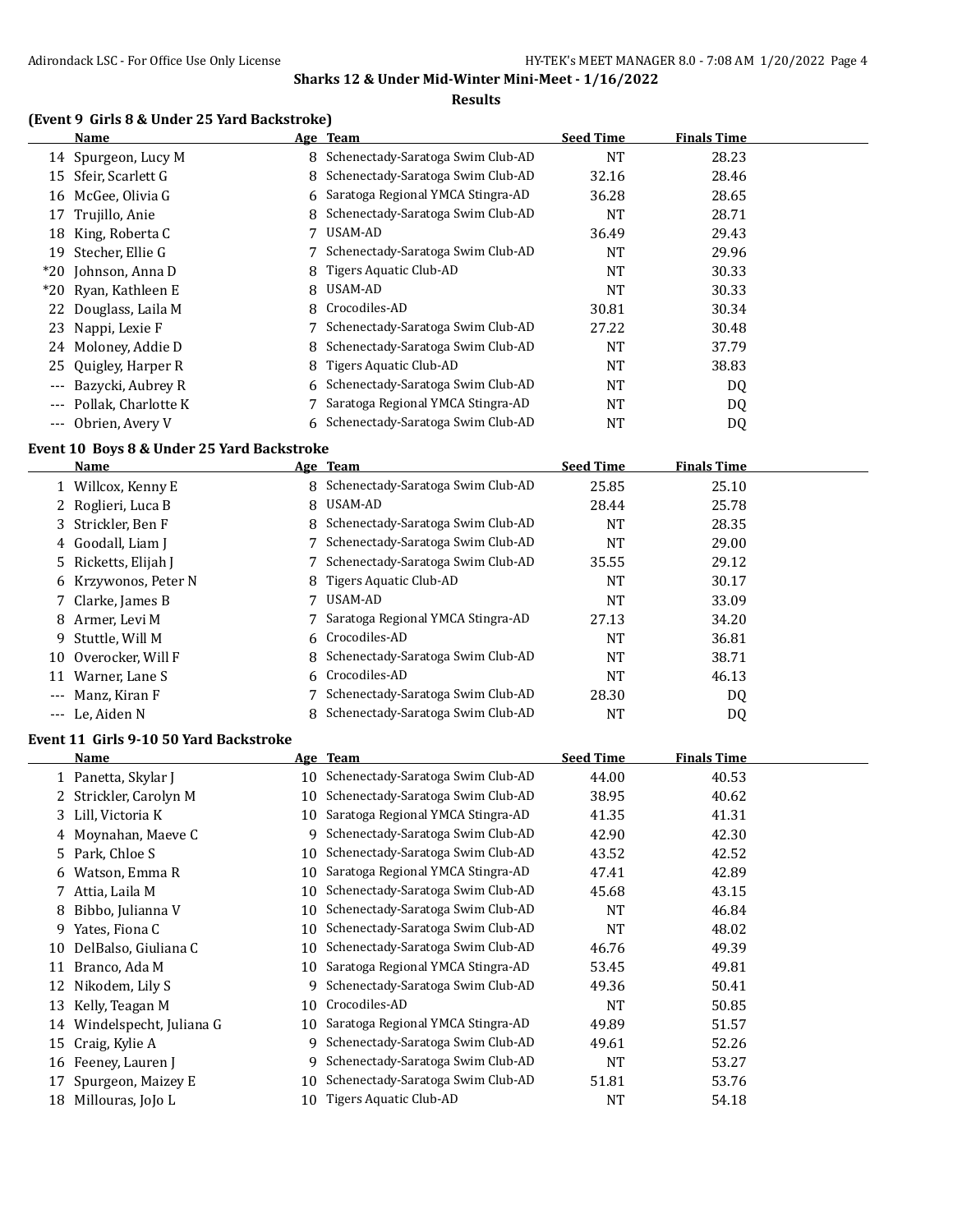## Sharks 12 & Under Mid-Winter Mini-Meet - 1/16/2022

### Results

#### (Event 9 Girls 8 & Under 25 Yard Backstroke)

| | Name | Age | Team | Seed Time | Finals Time |
|---|---|---|---|---|---|
| 14 | Spurgeon, Lucy M | 8 | Schenectady-Saratoga Swim Club-AD | NT | 28.23 |
| 15 | Sfeir, Scarlett G | 8 | Schenectady-Saratoga Swim Club-AD | 32.16 | 28.46 |
| 16 | McGee, Olivia G | 6 | Saratoga Regional YMCA Stingra-AD | 36.28 | 28.65 |
| 17 | Trujillo, Anie | 8 | Schenectady-Saratoga Swim Club-AD | NT | 28.71 |
| 18 | King, Roberta C | 7 | USAM-AD | 36.49 | 29.43 |
| 19 | Stecher, Ellie G | 7 | Schenectady-Saratoga Swim Club-AD | NT | 29.96 |
| *20 | Johnson, Anna D | 8 | Tigers Aquatic Club-AD | NT | 30.33 |
| *20 | Ryan, Kathleen E | 8 | USAM-AD | NT | 30.33 |
| 22 | Douglass, Laila M | 8 | Crocodiles-AD | 30.81 | 30.34 |
| 23 | Nappi, Lexie F | 7 | Schenectady-Saratoga Swim Club-AD | 27.22 | 30.48 |
| 24 | Moloney, Addie D | 8 | Schenectady-Saratoga Swim Club-AD | NT | 37.79 |
| 25 | Quigley, Harper R | 8 | Tigers Aquatic Club-AD | NT | 38.83 |
| --- | Bazycki, Aubrey R | 6 | Schenectady-Saratoga Swim Club-AD | NT | DQ |
| --- | Pollak, Charlotte K | 7 | Saratoga Regional YMCA Stingra-AD | NT | DQ |
| --- | Obrien, Avery V | 6 | Schenectady-Saratoga Swim Club-AD | NT | DQ |

#### Event 10 Boys 8 & Under 25 Yard Backstroke

| | Name | Age | Team | Seed Time | Finals Time |
|---|---|---|---|---|---|
| 1 | Willcox, Kenny E | 8 | Schenectady-Saratoga Swim Club-AD | 25.85 | 25.10 |
| 2 | Roglieri, Luca B | 8 | USAM-AD | 28.44 | 25.78 |
| 3 | Strickler, Ben F | 8 | Schenectady-Saratoga Swim Club-AD | NT | 28.35 |
| 4 | Goodall, Liam J | 7 | Schenectady-Saratoga Swim Club-AD | NT | 29.00 |
| 5 | Ricketts, Elijah J | 7 | Schenectady-Saratoga Swim Club-AD | 35.55 | 29.12 |
| 6 | Krzywonos, Peter N | 8 | Tigers Aquatic Club-AD | NT | 30.17 |
| 7 | Clarke, James B | 7 | USAM-AD | NT | 33.09 |
| 8 | Armer, Levi M | 7 | Saratoga Regional YMCA Stingra-AD | 27.13 | 34.20 |
| 9 | Stuttle, Will M | 6 | Crocodiles-AD | NT | 36.81 |
| 10 | Overocker, Will F | 8 | Schenectady-Saratoga Swim Club-AD | NT | 38.71 |
| 11 | Warner, Lane S | 6 | Crocodiles-AD | NT | 46.13 |
| --- | Manz, Kiran F | 7 | Schenectady-Saratoga Swim Club-AD | 28.30 | DQ |
| --- | Le, Aiden N | 8 | Schenectady-Saratoga Swim Club-AD | NT | DQ |

#### Event 11 Girls 9-10 50 Yard Backstroke

| | Name | Age | Team | Seed Time | Finals Time |
|---|---|---|---|---|---|
| 1 | Panetta, Skylar J | 10 | Schenectady-Saratoga Swim Club-AD | 44.00 | 40.53 |
| 2 | Strickler, Carolyn M | 10 | Schenectady-Saratoga Swim Club-AD | 38.95 | 40.62 |
| 3 | Lill, Victoria K | 10 | Saratoga Regional YMCA Stingra-AD | 41.35 | 41.31 |
| 4 | Moynahan, Maeve C | 9 | Schenectady-Saratoga Swim Club-AD | 42.90 | 42.30 |
| 5 | Park, Chloe S | 10 | Schenectady-Saratoga Swim Club-AD | 43.52 | 42.52 |
| 6 | Watson, Emma R | 10 | Saratoga Regional YMCA Stingra-AD | 47.41 | 42.89 |
| 7 | Attia, Laila M | 10 | Schenectady-Saratoga Swim Club-AD | 45.68 | 43.15 |
| 8 | Bibbo, Julianna V | 10 | Schenectady-Saratoga Swim Club-AD | NT | 46.84 |
| 9 | Yates, Fiona C | 10 | Schenectady-Saratoga Swim Club-AD | NT | 48.02 |
| 10 | DelBalso, Giuliana C | 10 | Schenectady-Saratoga Swim Club-AD | 46.76 | 49.39 |
| 11 | Branco, Ada M | 10 | Saratoga Regional YMCA Stingra-AD | 53.45 | 49.81 |
| 12 | Nikodem, Lily S | 9 | Schenectady-Saratoga Swim Club-AD | 49.36 | 50.41 |
| 13 | Kelly, Teagan M | 10 | Crocodiles-AD | NT | 50.85 |
| 14 | Windelspecht, Juliana G | 10 | Saratoga Regional YMCA Stingra-AD | 49.89 | 51.57 |
| 15 | Craig, Kylie A | 9 | Schenectady-Saratoga Swim Club-AD | 49.61 | 52.26 |
| 16 | Feeney, Lauren J | 9 | Schenectady-Saratoga Swim Club-AD | NT | 53.27 |
| 17 | Spurgeon, Maizey E | 10 | Schenectady-Saratoga Swim Club-AD | 51.81 | 53.76 |
| 18 | Millouras, JoJo L | 10 | Tigers Aquatic Club-AD | NT | 54.18 |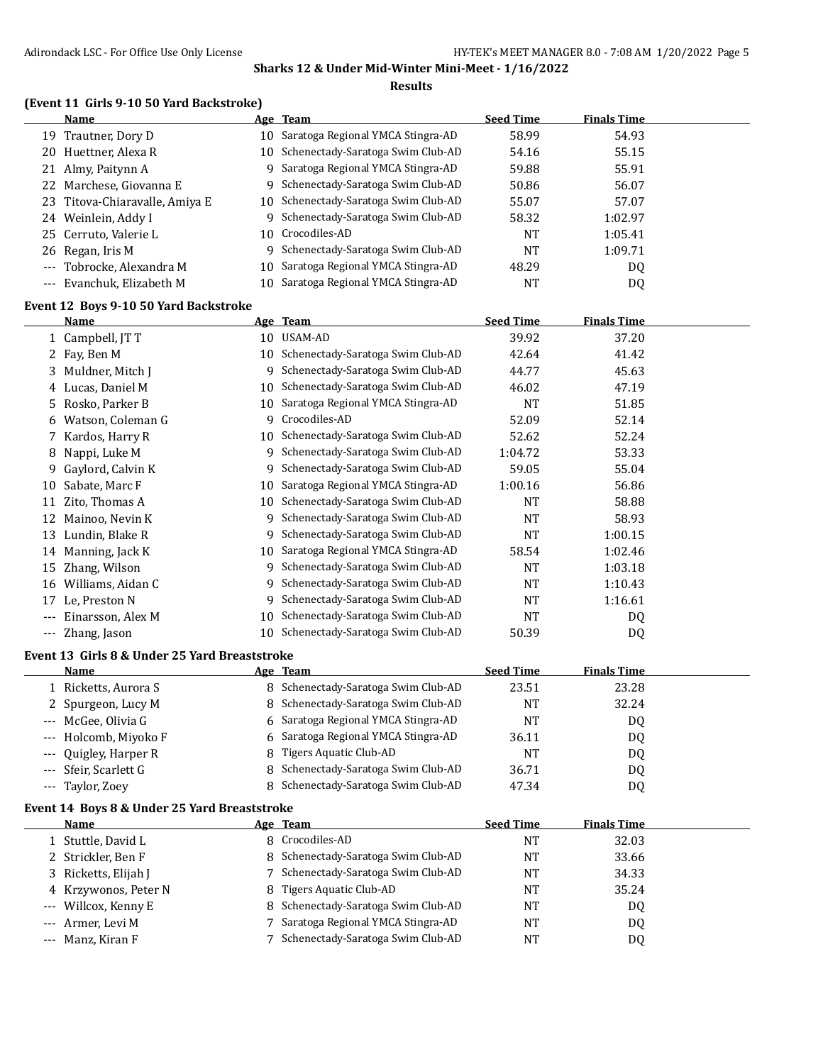**Sharks 12 & Under Mid-Winter Mini-Meet - 1/16/2022**

**Results**

### (Event 11 Girls 9-10 50 Yard Backstroke)

| | Name | Age | Team | Seed Time | Finals Time |
|---|---|---|---|---|---|
| 19 | Trautner, Dory D | 10 | Saratoga Regional YMCA Stingra-AD | 58.99 | 54.93 |
| 20 | Huettner, Alexa R | 10 | Schenectady-Saratoga Swim Club-AD | 54.16 | 55.15 |
| 21 | Almy, Paitynn A | 9 | Saratoga Regional YMCA Stingra-AD | 59.88 | 55.91 |
| 22 | Marchese, Giovanna E | 9 | Schenectady-Saratoga Swim Club-AD | 50.86 | 56.07 |
| 23 | Titova-Chiaravalle, Amiya E | 10 | Schenectady-Saratoga Swim Club-AD | 55.07 | 57.07 |
| 24 | Weinlein, Addy I | 9 | Schenectady-Saratoga Swim Club-AD | 58.32 | 1:02.97 |
| 25 | Cerruto, Valerie L | 10 | Crocodiles-AD | NT | 1:05.41 |
| 26 | Regan, Iris M | 9 | Schenectady-Saratoga Swim Club-AD | NT | 1:09.71 |
| --- | Tobrocke, Alexandra M | 10 | Saratoga Regional YMCA Stingra-AD | 48.29 | DQ |
| --- | Evanchuk, Elizabeth M | 10 | Saratoga Regional YMCA Stingra-AD | NT | DQ |

### Event 12 Boys 9-10 50 Yard Backstroke

| | Name | Age | Team | Seed Time | Finals Time |
|---|---|---|---|---|---|
| 1 | Campbell, JT T | 10 | USAM-AD | 39.92 | 37.20 |
| 2 | Fay, Ben M | 10 | Schenectady-Saratoga Swim Club-AD | 42.64 | 41.42 |
| 3 | Muldner, Mitch J | 9 | Schenectady-Saratoga Swim Club-AD | 44.77 | 45.63 |
| 4 | Lucas, Daniel M | 10 | Schenectady-Saratoga Swim Club-AD | 46.02 | 47.19 |
| 5 | Rosko, Parker B | 10 | Saratoga Regional YMCA Stingra-AD | NT | 51.85 |
| 6 | Watson, Coleman G | 9 | Crocodiles-AD | 52.09 | 52.14 |
| 7 | Kardos, Harry R | 10 | Schenectady-Saratoga Swim Club-AD | 52.62 | 52.24 |
| 8 | Nappi, Luke M | 9 | Schenectady-Saratoga Swim Club-AD | 1:04.72 | 53.33 |
| 9 | Gaylord, Calvin K | 9 | Schenectady-Saratoga Swim Club-AD | 59.05 | 55.04 |
| 10 | Sabate, Marc F | 10 | Saratoga Regional YMCA Stingra-AD | 1:00.16 | 56.86 |
| 11 | Zito, Thomas A | 10 | Schenectady-Saratoga Swim Club-AD | NT | 58.88 |
| 12 | Mainoo, Nevin K | 9 | Schenectady-Saratoga Swim Club-AD | NT | 58.93 |
| 13 | Lundin, Blake R | 9 | Schenectady-Saratoga Swim Club-AD | NT | 1:00.15 |
| 14 | Manning, Jack K | 10 | Saratoga Regional YMCA Stingra-AD | 58.54 | 1:02.46 |
| 15 | Zhang, Wilson | 9 | Schenectady-Saratoga Swim Club-AD | NT | 1:03.18 |
| 16 | Williams, Aidan C | 9 | Schenectady-Saratoga Swim Club-AD | NT | 1:10.43 |
| 17 | Le, Preston N | 9 | Schenectady-Saratoga Swim Club-AD | NT | 1:16.61 |
| --- | Einarsson, Alex M | 10 | Schenectady-Saratoga Swim Club-AD | NT | DQ |
| --- | Zhang, Jason | 10 | Schenectady-Saratoga Swim Club-AD | 50.39 | DQ |

### Event 13 Girls 8 & Under 25 Yard Breaststroke

| | Name | Age | Team | Seed Time | Finals Time |
|---|---|---|---|---|---|
| 1 | Ricketts, Aurora S | 8 | Schenectady-Saratoga Swim Club-AD | 23.51 | 23.28 |
| 2 | Spurgeon, Lucy M | 8 | Schenectady-Saratoga Swim Club-AD | NT | 32.24 |
| --- | McGee, Olivia G | 6 | Saratoga Regional YMCA Stingra-AD | NT | DQ |
| --- | Holcomb, Miyoko F | 6 | Saratoga Regional YMCA Stingra-AD | 36.11 | DQ |
| --- | Quigley, Harper R | 8 | Tigers Aquatic Club-AD | NT | DQ |
| --- | Sfeir, Scarlett G | 8 | Schenectady-Saratoga Swim Club-AD | 36.71 | DQ |
| --- | Taylor, Zoey | 8 | Schenectady-Saratoga Swim Club-AD | 47.34 | DQ |

### Event 14 Boys 8 & Under 25 Yard Breaststroke

| | Name | Age | Team | Seed Time | Finals Time |
|---|---|---|---|---|---|
| 1 | Stuttle, David L | 8 | Crocodiles-AD | NT | 32.03 |
| 2 | Strickler, Ben F | 8 | Schenectady-Saratoga Swim Club-AD | NT | 33.66 |
| 3 | Ricketts, Elijah J | 7 | Schenectady-Saratoga Swim Club-AD | NT | 34.33 |
| 4 | Krzywonos, Peter N | 8 | Tigers Aquatic Club-AD | NT | 35.24 |
| --- | Willcox, Kenny E | 8 | Schenectady-Saratoga Swim Club-AD | NT | DQ |
| --- | Armer, Levi M | 7 | Saratoga Regional YMCA Stingra-AD | NT | DQ |
| --- | Manz, Kiran F | 7 | Schenectady-Saratoga Swim Club-AD | NT | DQ |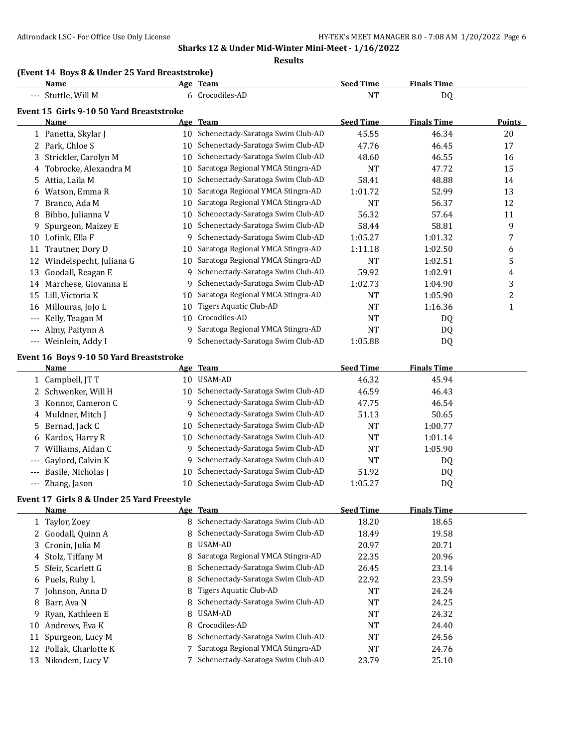**Sharks 12 & Under Mid-Winter Mini-Meet - 1/16/2022**

**Results**

### (Event 14 Boys 8 & Under 25 Yard Breaststroke)

| | Name | Age | Team | Seed Time | Finals Time |
|---|---|---|---|---|---|
| --- | Stuttle, Will M | 6 | Crocodiles-AD | NT | DQ |

### Event 15 Girls 9-10 50 Yard Breaststroke

| | Name | Age | Team | Seed Time | Finals Time | Points |
|---|---|---|---|---|---|---|
| 1 | Panetta, Skylar J | 10 | Schenectady-Saratoga Swim Club-AD | 45.55 | 46.34 | 20 |
| 2 | Park, Chloe S | 10 | Schenectady-Saratoga Swim Club-AD | 47.76 | 46.45 | 17 |
| 3 | Strickler, Carolyn M | 10 | Schenectady-Saratoga Swim Club-AD | 48.60 | 46.55 | 16 |
| 4 | Tobrocke, Alexandra M | 10 | Saratoga Regional YMCA Stingra-AD | NT | 47.72 | 15 |
| 5 | Attia, Laila M | 10 | Schenectady-Saratoga Swim Club-AD | 58.41 | 48.88 | 14 |
| 6 | Watson, Emma R | 10 | Saratoga Regional YMCA Stingra-AD | 1:01.72 | 52.99 | 13 |
| 7 | Branco, Ada M | 10 | Saratoga Regional YMCA Stingra-AD | NT | 56.37 | 12 |
| 8 | Bibbo, Julianna V | 10 | Schenectady-Saratoga Swim Club-AD | 56.32 | 57.64 | 11 |
| 9 | Spurgeon, Maizey E | 10 | Schenectady-Saratoga Swim Club-AD | 58.44 | 58.81 | 9 |
| 10 | Lofink, Ella F | 9 | Schenectady-Saratoga Swim Club-AD | 1:05.27 | 1:01.32 | 7 |
| 11 | Trautner, Dory D | 10 | Saratoga Regional YMCA Stingra-AD | 1:11.18 | 1:02.50 | 6 |
| 12 | Windelspecht, Juliana G | 10 | Saratoga Regional YMCA Stingra-AD | NT | 1:02.51 | 5 |
| 13 | Goodall, Reagan E | 9 | Schenectady-Saratoga Swim Club-AD | 59.92 | 1:02.91 | 4 |
| 14 | Marchese, Giovanna E | 9 | Schenectady-Saratoga Swim Club-AD | 1:02.73 | 1:04.90 | 3 |
| 15 | Lill, Victoria K | 10 | Saratoga Regional YMCA Stingra-AD | NT | 1:05.90 | 2 |
| 16 | Millouras, JoJo L | 10 | Tigers Aquatic Club-AD | NT | 1:16.36 | 1 |
| --- | Kelly, Teagan M | 10 | Crocodiles-AD | NT | DQ | |
| --- | Almy, Paitynn A | 9 | Saratoga Regional YMCA Stingra-AD | NT | DQ | |
| --- | Weinlein, Addy I | 9 | Schenectady-Saratoga Swim Club-AD | 1:05.88 | DQ | |

### Event 16 Boys 9-10 50 Yard Breaststroke

| | Name | Age | Team | Seed Time | Finals Time |
|---|---|---|---|---|---|
| 1 | Campbell, JT T | 10 | USAM-AD | 46.32 | 45.94 |
| 2 | Schwenker, Will H | 10 | Schenectady-Saratoga Swim Club-AD | 46.59 | 46.43 |
| 3 | Konnor, Cameron C | 9 | Schenectady-Saratoga Swim Club-AD | 47.75 | 46.54 |
| 4 | Muldner, Mitch J | 9 | Schenectady-Saratoga Swim Club-AD | 51.13 | 50.65 |
| 5 | Bernad, Jack C | 10 | Schenectady-Saratoga Swim Club-AD | NT | 1:00.77 |
| 6 | Kardos, Harry R | 10 | Schenectady-Saratoga Swim Club-AD | NT | 1:01.14 |
| 7 | Williams, Aidan C | 9 | Schenectady-Saratoga Swim Club-AD | NT | 1:05.90 |
| --- | Gaylord, Calvin K | 9 | Schenectady-Saratoga Swim Club-AD | NT | DQ |
| --- | Basile, Nicholas J | 10 | Schenectady-Saratoga Swim Club-AD | 51.92 | DQ |
| --- | Zhang, Jason | 10 | Schenectady-Saratoga Swim Club-AD | 1:05.27 | DQ |

### Event 17 Girls 8 & Under 25 Yard Freestyle

| | Name | Age | Team | Seed Time | Finals Time |
|---|---|---|---|---|---|
| 1 | Taylor, Zoey | 8 | Schenectady-Saratoga Swim Club-AD | 18.20 | 18.65 |
| 2 | Goodall, Quinn A | 8 | Schenectady-Saratoga Swim Club-AD | 18.49 | 19.58 |
| 3 | Cronin, Julia M | 8 | USAM-AD | 20.97 | 20.71 |
| 4 | Stolz, Tiffany M | 8 | Saratoga Regional YMCA Stingra-AD | 22.35 | 20.96 |
| 5 | Sfeir, Scarlett G | 8 | Schenectady-Saratoga Swim Club-AD | 26.45 | 23.14 |
| 6 | Puels, Ruby L | 8 | Schenectady-Saratoga Swim Club-AD | 22.92 | 23.59 |
| 7 | Johnson, Anna D | 8 | Tigers Aquatic Club-AD | NT | 24.24 |
| 8 | Barr, Ava N | 8 | Schenectady-Saratoga Swim Club-AD | NT | 24.25 |
| 9 | Ryan, Kathleen E | 8 | USAM-AD | NT | 24.32 |
| 10 | Andrews, Eva K | 8 | Crocodiles-AD | NT | 24.40 |
| 11 | Spurgeon, Lucy M | 8 | Schenectady-Saratoga Swim Club-AD | NT | 24.56 |
| 12 | Pollak, Charlotte K | 7 | Saratoga Regional YMCA Stingra-AD | NT | 24.76 |
| 13 | Nikodem, Lucy V | 7 | Schenectady-Saratoga Swim Club-AD | 23.79 | 25.10 |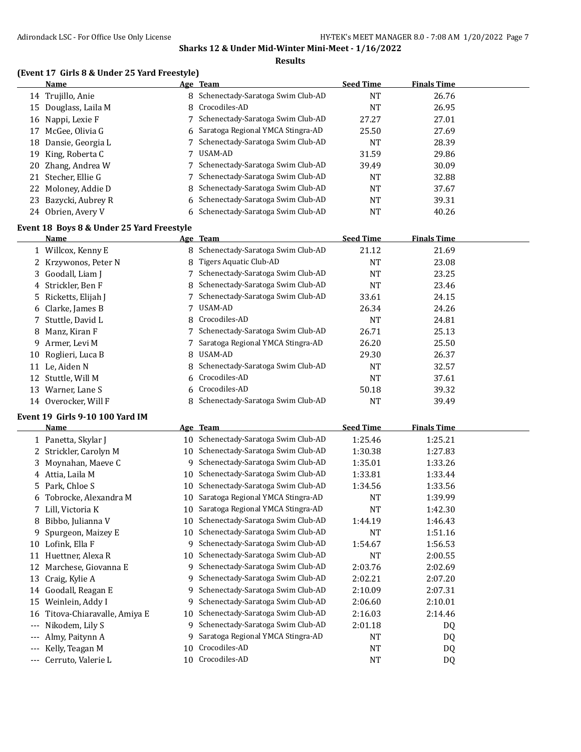## Sharks 12 & Under Mid-Winter Mini-Meet - 1/16/2022

### Results

**(Event 17 Girls 8 & Under 25 Yard Freestyle)**

| | Name | Age | Team | Seed Time | Finals Time |
|---|---|---|---|---|---|
| 14 | Trujillo, Anie | 8 | Schenectady-Saratoga Swim Club-AD | NT | 26.76 |
| 15 | Douglass, Laila M | 8 | Crocodiles-AD | NT | 26.95 |
| 16 | Nappi, Lexie F | 7 | Schenectady-Saratoga Swim Club-AD | 27.27 | 27.01 |
| 17 | McGee, Olivia G | 6 | Saratoga Regional YMCA Stingra-AD | 25.50 | 27.69 |
| 18 | Dansie, Georgia L | 7 | Schenectady-Saratoga Swim Club-AD | NT | 28.39 |
| 19 | King, Roberta C | 7 | USAM-AD | 31.59 | 29.86 |
| 20 | Zhang, Andrea W | 7 | Schenectady-Saratoga Swim Club-AD | 39.49 | 30.09 |
| 21 | Stecher, Ellie G | 7 | Schenectady-Saratoga Swim Club-AD | NT | 32.88 |
| 22 | Moloney, Addie D | 8 | Schenectady-Saratoga Swim Club-AD | NT | 37.67 |
| 23 | Bazycki, Aubrey R | 6 | Schenectady-Saratoga Swim Club-AD | NT | 39.31 |
| 24 | Obrien, Avery V | 6 | Schenectady-Saratoga Swim Club-AD | NT | 40.26 |

**Event 18 Boys 8 & Under 25 Yard Freestyle**

| | Name | Age | Team | Seed Time | Finals Time |
|---|---|---|---|---|---|
| 1 | Willcox, Kenny E | 8 | Schenectady-Saratoga Swim Club-AD | 21.12 | 21.69 |
| 2 | Krzywonos, Peter N | 8 | Tigers Aquatic Club-AD | NT | 23.08 |
| 3 | Goodall, Liam J | 7 | Schenectady-Saratoga Swim Club-AD | NT | 23.25 |
| 4 | Strickler, Ben F | 8 | Schenectady-Saratoga Swim Club-AD | NT | 23.46 |
| 5 | Ricketts, Elijah J | 7 | Schenectady-Saratoga Swim Club-AD | 33.61 | 24.15 |
| 6 | Clarke, James B | 7 | USAM-AD | 26.34 | 24.26 |
| 7 | Stuttle, David L | 8 | Crocodiles-AD | NT | 24.81 |
| 8 | Manz, Kiran F | 7 | Schenectady-Saratoga Swim Club-AD | 26.71 | 25.13 |
| 9 | Armer, Levi M | 7 | Saratoga Regional YMCA Stingra-AD | 26.20 | 25.50 |
| 10 | Roglieri, Luca B | 8 | USAM-AD | 29.30 | 26.37 |
| 11 | Le, Aiden N | 8 | Schenectady-Saratoga Swim Club-AD | NT | 32.57 |
| 12 | Stuttle, Will M | 6 | Crocodiles-AD | NT | 37.61 |
| 13 | Warner, Lane S | 6 | Crocodiles-AD | 50.18 | 39.32 |
| 14 | Overocker, Will F | 8 | Schenectady-Saratoga Swim Club-AD | NT | 39.49 |

**Event 19 Girls 9-10 100 Yard IM**

| | Name | Age | Team | Seed Time | Finals Time |
|---|---|---|---|---|---|
| 1 | Panetta, Skylar J | 10 | Schenectady-Saratoga Swim Club-AD | 1:25.46 | 1:25.21 |
| 2 | Strickler, Carolyn M | 10 | Schenectady-Saratoga Swim Club-AD | 1:30.38 | 1:27.83 |
| 3 | Moynahan, Maeve C | 9 | Schenectady-Saratoga Swim Club-AD | 1:35.01 | 1:33.26 |
| 4 | Attia, Laila M | 10 | Schenectady-Saratoga Swim Club-AD | 1:33.81 | 1:33.44 |
| 5 | Park, Chloe S | 10 | Schenectady-Saratoga Swim Club-AD | 1:34.56 | 1:33.56 |
| 6 | Tobrocke, Alexandra M | 10 | Saratoga Regional YMCA Stingra-AD | NT | 1:39.99 |
| 7 | Lill, Victoria K | 10 | Saratoga Regional YMCA Stingra-AD | NT | 1:42.30 |
| 8 | Bibbo, Julianna V | 10 | Schenectady-Saratoga Swim Club-AD | 1:44.19 | 1:46.43 |
| 9 | Spurgeon, Maizey E | 10 | Schenectady-Saratoga Swim Club-AD | NT | 1:51.16 |
| 10 | Lofink, Ella F | 9 | Schenectady-Saratoga Swim Club-AD | 1:54.67 | 1:56.53 |
| 11 | Huettner, Alexa R | 10 | Schenectady-Saratoga Swim Club-AD | NT | 2:00.55 |
| 12 | Marchese, Giovanna E | 9 | Schenectady-Saratoga Swim Club-AD | 2:03.76 | 2:02.69 |
| 13 | Craig, Kylie A | 9 | Schenectady-Saratoga Swim Club-AD | 2:02.21 | 2:07.20 |
| 14 | Goodall, Reagan E | 9 | Schenectady-Saratoga Swim Club-AD | 2:10.09 | 2:07.31 |
| 15 | Weinlein, Addy I | 9 | Schenectady-Saratoga Swim Club-AD | 2:06.60 | 2:10.01 |
| 16 | Titova-Chiaravalle, Amiya E | 10 | Schenectady-Saratoga Swim Club-AD | 2:16.03 | 2:14.46 |
| --- | Nikodem, Lily S | 9 | Schenectady-Saratoga Swim Club-AD | 2:01.18 | DQ |
| --- | Almy, Paitynn A | 9 | Saratoga Regional YMCA Stingra-AD | NT | DQ |
| --- | Kelly, Teagan M | 10 | Crocodiles-AD | NT | DQ |
| --- | Cerruto, Valerie L | 10 | Crocodiles-AD | NT | DQ |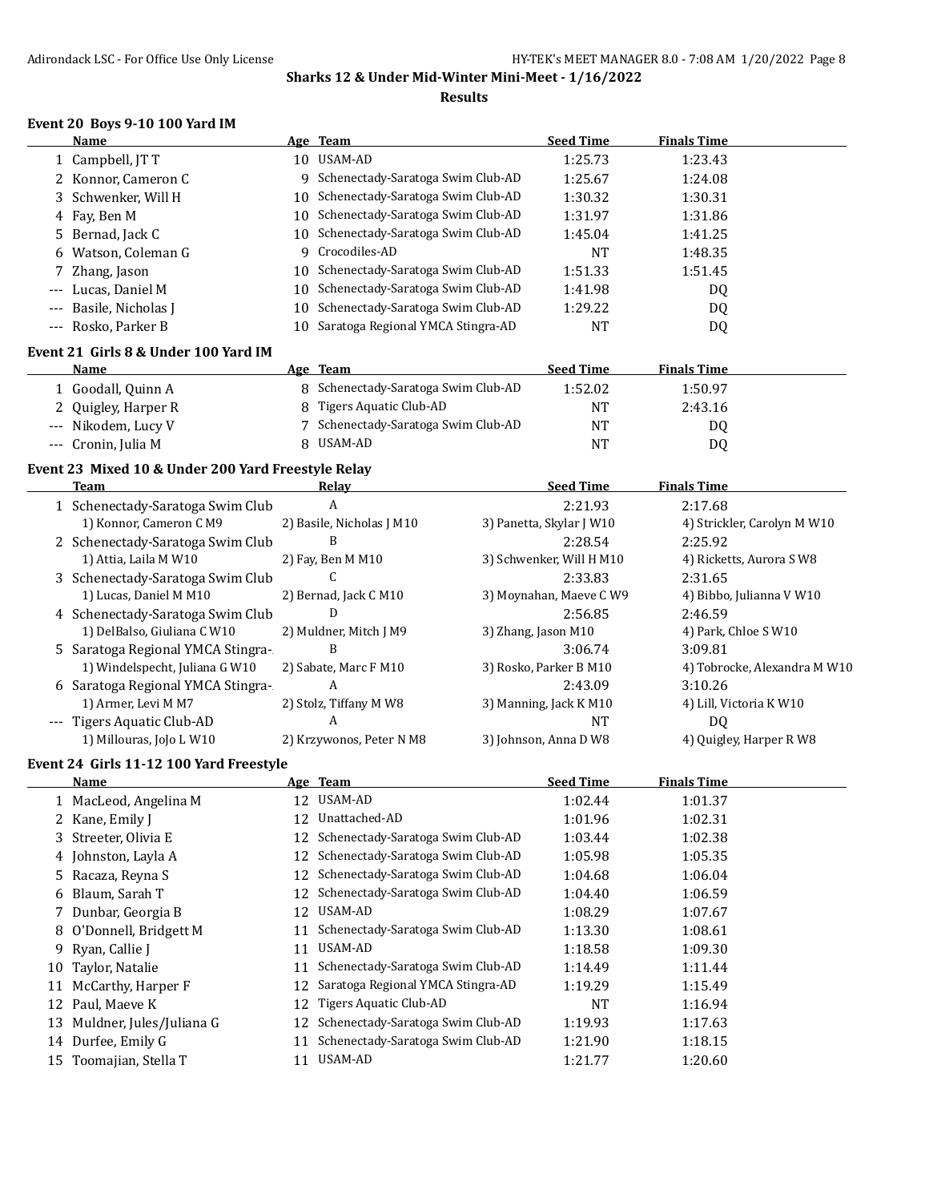**Sharks 12 & Under Mid-Winter Mini-Meet - 1/16/2022**

**Results**

### Event 20 Boys 9-10 100 Yard IM

| | Name | Age | Team | Seed Time | Finals Time |
|---|---|---|---|---|---|
| 1 | Campbell, JT T | 10 | USAM-AD | 1:25.73 | 1:23.43 |
| 2 | Konnor, Cameron C | 9 | Schenectady-Saratoga Swim Club-AD | 1:25.67 | 1:24.08 |
| 3 | Schwenker, Will H | 10 | Schenectady-Saratoga Swim Club-AD | 1:30.32 | 1:30.31 |
| 4 | Fay, Ben M | 10 | Schenectady-Saratoga Swim Club-AD | 1:31.97 | 1:31.86 |
| 5 | Bernad, Jack C | 10 | Schenectady-Saratoga Swim Club-AD | 1:45.04 | 1:41.25 |
| 6 | Watson, Coleman G | 9 | Crocodiles-AD | NT | 1:48.35 |
| 7 | Zhang, Jason | 10 | Schenectady-Saratoga Swim Club-AD | 1:51.33 | 1:51.45 |
| --- | Lucas, Daniel M | 10 | Schenectady-Saratoga Swim Club-AD | 1:41.98 | DQ |
| --- | Basile, Nicholas J | 10 | Schenectady-Saratoga Swim Club-AD | 1:29.22 | DQ |
| --- | Rosko, Parker B | 10 | Saratoga Regional YMCA Stingra-AD | NT | DQ |

### Event 21 Girls 8 & Under 100 Yard IM

| | Name | Age | Team | Seed Time | Finals Time |
|---|---|---|---|---|---|
| 1 | Goodall, Quinn A | 8 | Schenectady-Saratoga Swim Club-AD | 1:52.02 | 1:50.97 |
| 2 | Quigley, Harper R | 8 | Tigers Aquatic Club-AD | NT | 2:43.16 |
| --- | Nikodem, Lucy V | 7 | Schenectady-Saratoga Swim Club-AD | NT | DQ |
| --- | Cronin, Julia M | 8 | USAM-AD | NT | DQ |

### Event 23 Mixed 10 & Under 200 Yard Freestyle Relay

| | Team | Relay | Seed Time | Finals Time |
|---|---|---|---|---|
| 1 | Schenectady-Saratoga Swim Club | A | 2:21.93 | 2:17.68 |
| | 1) Konnor, Cameron C M9 | 2) Basile, Nicholas J M10 | 3) Panetta, Skylar J W10 | 4) Strickler, Carolyn M W10 |
| 2 | Schenectady-Saratoga Swim Club | B | 2:28.54 | 2:25.92 |
| | 1) Attia, Laila M W10 | 2) Fay, Ben M M10 | 3) Schwenker, Will H M10 | 4) Ricketts, Aurora S W8 |
| 3 | Schenectady-Saratoga Swim Club | C | 2:33.83 | 2:31.65 |
| | 1) Lucas, Daniel M M10 | 2) Bernad, Jack C M10 | 3) Moynahan, Maeve C W9 | 4) Bibbo, Julianna V W10 |
| 4 | Schenectady-Saratoga Swim Club | D | 2:56.85 | 2:46.59 |
| | 1) DelBalso, Giuliana C W10 | 2) Muldner, Mitch J M9 | 3) Zhang, Jason M10 | 4) Park, Chloe S W10 |
| 5 | Saratoga Regional YMCA Stingra- | B | 3:06.74 | 3:09.81 |
| | 1) Windelspecht, Juliana G W10 | 2) Sabate, Marc F M10 | 3) Rosko, Parker B M10 | 4) Tobrocke, Alexandra M W10 |
| 6 | Saratoga Regional YMCA Stingra- | A | 2:43.09 | 3:10.26 |
| | 1) Armer, Levi M M7 | 2) Stolz, Tiffany M W8 | 3) Manning, Jack K M10 | 4) Lill, Victoria K W10 |
| --- | Tigers Aquatic Club-AD | A | NT | DQ |
| | 1) Millouras, JoJo L W10 | 2) Krzywonos, Peter N M8 | 3) Johnson, Anna D W8 | 4) Quigley, Harper R W8 |

### Event 24 Girls 11-12 100 Yard Freestyle

| | Name | Age | Team | Seed Time | Finals Time |
|---|---|---|---|---|---|
| 1 | MacLeod, Angelina M | 12 | USAM-AD | 1:02.44 | 1:01.37 |
| 2 | Kane, Emily J | 12 | Unattached-AD | 1:01.96 | 1:02.31 |
| 3 | Streeter, Olivia E | 12 | Schenectady-Saratoga Swim Club-AD | 1:03.44 | 1:02.38 |
| 4 | Johnston, Layla A | 12 | Schenectady-Saratoga Swim Club-AD | 1:05.98 | 1:05.35 |
| 5 | Racaza, Reyna S | 12 | Schenectady-Saratoga Swim Club-AD | 1:04.68 | 1:06.04 |
| 6 | Blaum, Sarah T | 12 | Schenectady-Saratoga Swim Club-AD | 1:04.40 | 1:06.59 |
| 7 | Dunbar, Georgia B | 12 | USAM-AD | 1:08.29 | 1:07.67 |
| 8 | O'Donnell, Bridgett M | 11 | Schenectady-Saratoga Swim Club-AD | 1:13.30 | 1:08.61 |
| 9 | Ryan, Callie J | 11 | USAM-AD | 1:18.58 | 1:09.30 |
| 10 | Taylor, Natalie | 11 | Schenectady-Saratoga Swim Club-AD | 1:14.49 | 1:11.44 |
| 11 | McCarthy, Harper F | 12 | Saratoga Regional YMCA Stingra-AD | 1:19.29 | 1:15.49 |
| 12 | Paul, Maeve K | 12 | Tigers Aquatic Club-AD | NT | 1:16.94 |
| 13 | Muldner, Jules/Juliana G | 12 | Schenectady-Saratoga Swim Club-AD | 1:19.93 | 1:17.63 |
| 14 | Durfee, Emily G | 11 | Schenectady-Saratoga Swim Club-AD | 1:21.90 | 1:18.15 |
| 15 | Toomajian, Stella T | 11 | USAM-AD | 1:21.77 | 1:20.60 |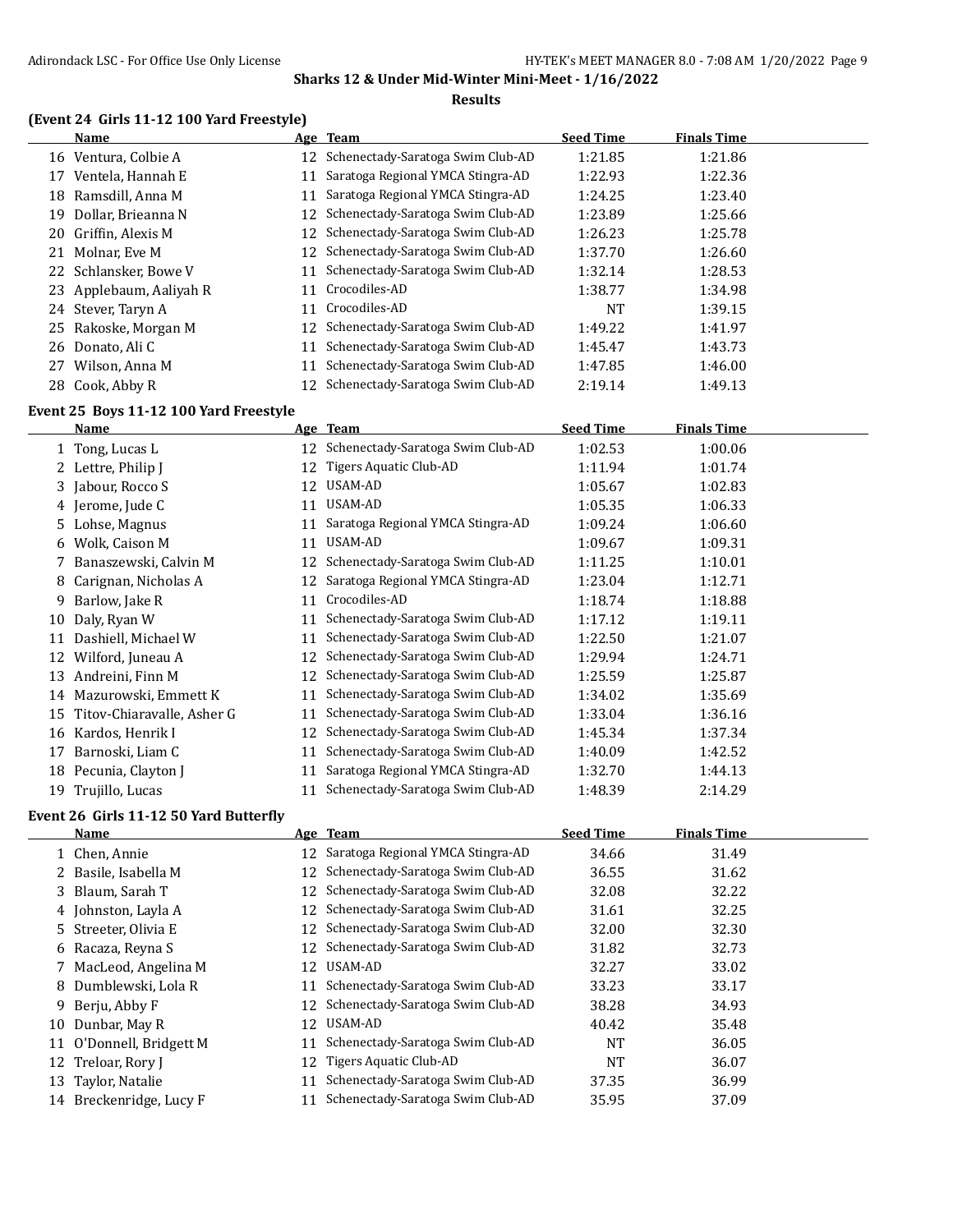**Sharks 12 & Under Mid-Winter Mini-Meet - 1/16/2022**

**Results**

### (Event 24 Girls 11-12 100 Yard Freestyle)

| | Name | Age | Team | Seed Time | Finals Time |
|---|---|---|---|---|---|
| 16 | Ventura, Colbie A | 12 | Schenectady-Saratoga Swim Club-AD | 1:21.85 | 1:21.86 |
| 17 | Ventela, Hannah E | 11 | Saratoga Regional YMCA Stingra-AD | 1:22.93 | 1:22.36 |
| 18 | Ramsdill, Anna M | 11 | Saratoga Regional YMCA Stingra-AD | 1:24.25 | 1:23.40 |
| 19 | Dollar, Brieanna N | 12 | Schenectady-Saratoga Swim Club-AD | 1:23.89 | 1:25.66 |
| 20 | Griffin, Alexis M | 12 | Schenectady-Saratoga Swim Club-AD | 1:26.23 | 1:25.78 |
| 21 | Molnar, Eve M | 12 | Schenectady-Saratoga Swim Club-AD | 1:37.70 | 1:26.60 |
| 22 | Schlansker, Bowe V | 11 | Schenectady-Saratoga Swim Club-AD | 1:32.14 | 1:28.53 |
| 23 | Applebaum, Aaliyah R | 11 | Crocodiles-AD | 1:38.77 | 1:34.98 |
| 24 | Stever, Taryn A | 11 | Crocodiles-AD | NT | 1:39.15 |
| 25 | Rakoske, Morgan M | 12 | Schenectady-Saratoga Swim Club-AD | 1:49.22 | 1:41.97 |
| 26 | Donato, Ali C | 11 | Schenectady-Saratoga Swim Club-AD | 1:45.47 | 1:43.73 |
| 27 | Wilson, Anna M | 11 | Schenectady-Saratoga Swim Club-AD | 1:47.85 | 1:46.00 |
| 28 | Cook, Abby R | 12 | Schenectady-Saratoga Swim Club-AD | 2:19.14 | 1:49.13 |

### Event 25 Boys 11-12 100 Yard Freestyle

| | Name | Age | Team | Seed Time | Finals Time |
|---|---|---|---|---|---|
| 1 | Tong, Lucas L | 12 | Schenectady-Saratoga Swim Club-AD | 1:02.53 | 1:00.06 |
| 2 | Lettre, Philip J | 12 | Tigers Aquatic Club-AD | 1:11.94 | 1:01.74 |
| 3 | Jabour, Rocco S | 12 | USAM-AD | 1:05.67 | 1:02.83 |
| 4 | Jerome, Jude C | 11 | USAM-AD | 1:05.35 | 1:06.33 |
| 5 | Lohse, Magnus | 11 | Saratoga Regional YMCA Stingra-AD | 1:09.24 | 1:06.60 |
| 6 | Wolk, Caison M | 11 | USAM-AD | 1:09.67 | 1:09.31 |
| 7 | Banaszewski, Calvin M | 12 | Schenectady-Saratoga Swim Club-AD | 1:11.25 | 1:10.01 |
| 8 | Carignan, Nicholas A | 12 | Saratoga Regional YMCA Stingra-AD | 1:23.04 | 1:12.71 |
| 9 | Barlow, Jake R | 11 | Crocodiles-AD | 1:18.74 | 1:18.88 |
| 10 | Daly, Ryan W | 11 | Schenectady-Saratoga Swim Club-AD | 1:17.12 | 1:19.11 |
| 11 | Dashiell, Michael W | 11 | Schenectady-Saratoga Swim Club-AD | 1:22.50 | 1:21.07 |
| 12 | Wilford, Juneau A | 12 | Schenectady-Saratoga Swim Club-AD | 1:29.94 | 1:24.71 |
| 13 | Andreini, Finn M | 12 | Schenectady-Saratoga Swim Club-AD | 1:25.59 | 1:25.87 |
| 14 | Mazurowski, Emmett K | 11 | Schenectady-Saratoga Swim Club-AD | 1:34.02 | 1:35.69 |
| 15 | Titov-Chiaravalle, Asher G | 11 | Schenectady-Saratoga Swim Club-AD | 1:33.04 | 1:36.16 |
| 16 | Kardos, Henrik I | 12 | Schenectady-Saratoga Swim Club-AD | 1:45.34 | 1:37.34 |
| 17 | Barnoski, Liam C | 11 | Schenectady-Saratoga Swim Club-AD | 1:40.09 | 1:42.52 |
| 18 | Pecunia, Clayton J | 11 | Saratoga Regional YMCA Stingra-AD | 1:32.70 | 1:44.13 |
| 19 | Trujillo, Lucas | 11 | Schenectady-Saratoga Swim Club-AD | 1:48.39 | 2:14.29 |

### Event 26 Girls 11-12 50 Yard Butterfly

| | Name | Age | Team | Seed Time | Finals Time |
|---|---|---|---|---|---|
| 1 | Chen, Annie | 12 | Saratoga Regional YMCA Stingra-AD | 34.66 | 31.49 |
| 2 | Basile, Isabella M | 12 | Schenectady-Saratoga Swim Club-AD | 36.55 | 31.62 |
| 3 | Blaum, Sarah T | 12 | Schenectady-Saratoga Swim Club-AD | 32.08 | 32.22 |
| 4 | Johnston, Layla A | 12 | Schenectady-Saratoga Swim Club-AD | 31.61 | 32.25 |
| 5 | Streeter, Olivia E | 12 | Schenectady-Saratoga Swim Club-AD | 32.00 | 32.30 |
| 6 | Racaza, Reyna S | 12 | Schenectady-Saratoga Swim Club-AD | 31.82 | 32.73 |
| 7 | MacLeod, Angelina M | 12 | USAM-AD | 32.27 | 33.02 |
| 8 | Dumblewski, Lola R | 11 | Schenectady-Saratoga Swim Club-AD | 33.23 | 33.17 |
| 9 | Berju, Abby F | 12 | Schenectady-Saratoga Swim Club-AD | 38.28 | 34.93 |
| 10 | Dunbar, May R | 12 | USAM-AD | 40.42 | 35.48 |
| 11 | O'Donnell, Bridgett M | 11 | Schenectady-Saratoga Swim Club-AD | NT | 36.05 |
| 12 | Treloar, Rory J | 12 | Tigers Aquatic Club-AD | NT | 36.07 |
| 13 | Taylor, Natalie | 11 | Schenectady-Saratoga Swim Club-AD | 37.35 | 36.99 |
| 14 | Breckenridge, Lucy F | 11 | Schenectady-Saratoga Swim Club-AD | 35.95 | 37.09 |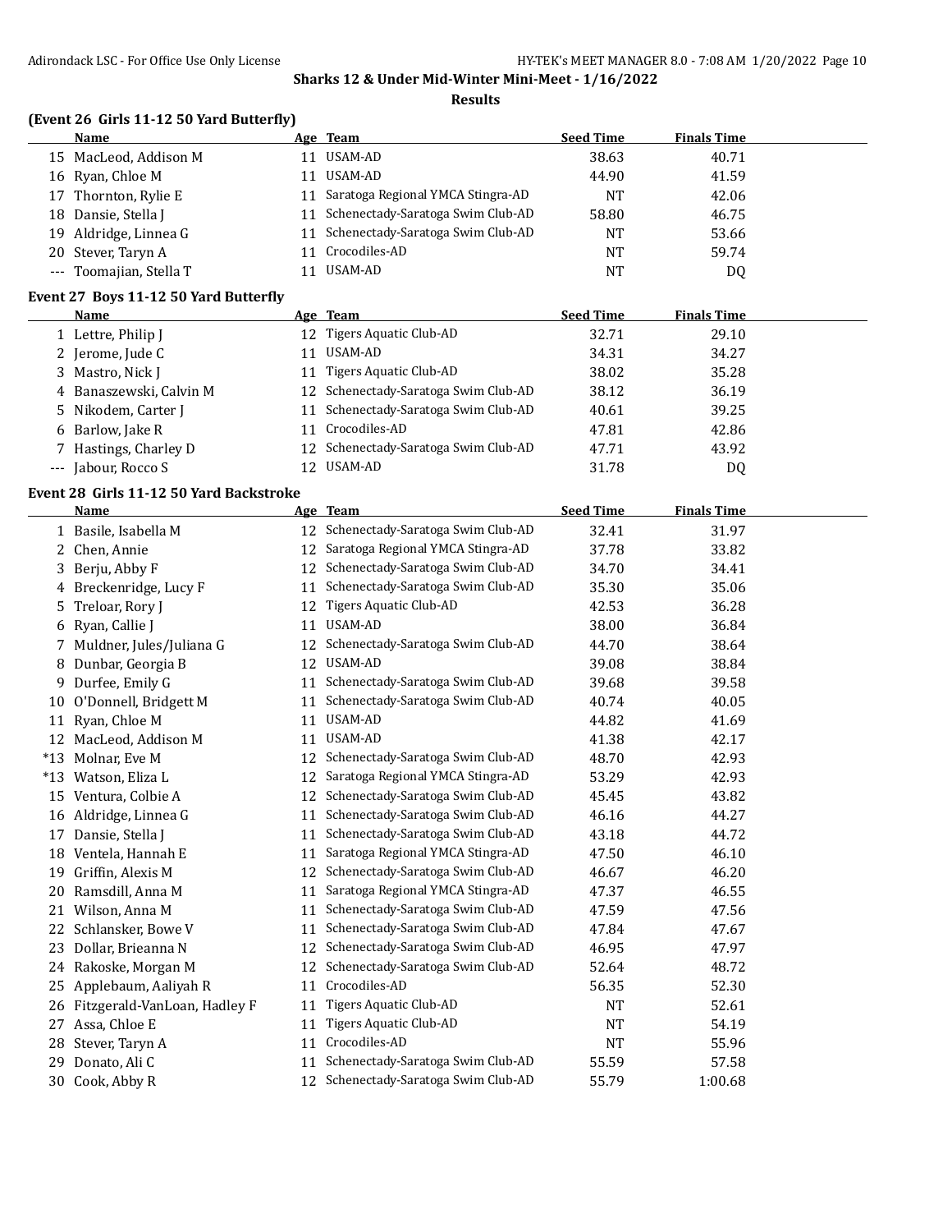## Sharks 12 & Under Mid-Winter Mini-Meet - 1/16/2022

### Results

### (Event 26 Girls 11-12 50 Yard Butterfly)

| | Name | Age | Team | Seed Time | Finals Time |
|---|---|---|---|---|---|
| 15 | MacLeod, Addison M | 11 | USAM-AD | 38.63 | 40.71 |
| 16 | Ryan, Chloe M | 11 | USAM-AD | 44.90 | 41.59 |
| 17 | Thornton, Rylie E | 11 | Saratoga Regional YMCA Stingra-AD | NT | 42.06 |
| 18 | Dansie, Stella J | 11 | Schenectady-Saratoga Swim Club-AD | 58.80 | 46.75 |
| 19 | Aldridge, Linnea G | 11 | Schenectady-Saratoga Swim Club-AD | NT | 53.66 |
| 20 | Stever, Taryn A | 11 | Crocodiles-AD | NT | 59.74 |
| --- | Toomajian, Stella T | 11 | USAM-AD | NT | DQ |

### Event 27 Boys 11-12 50 Yard Butterfly

| | Name | Age | Team | Seed Time | Finals Time |
|---|---|---|---|---|---|
| 1 | Lettre, Philip J | 12 | Tigers Aquatic Club-AD | 32.71 | 29.10 |
| 2 | Jerome, Jude C | 11 | USAM-AD | 34.31 | 34.27 |
| 3 | Mastro, Nick J | 11 | Tigers Aquatic Club-AD | 38.02 | 35.28 |
| 4 | Banaszewski, Calvin M | 12 | Schenectady-Saratoga Swim Club-AD | 38.12 | 36.19 |
| 5 | Nikodem, Carter J | 11 | Schenectady-Saratoga Swim Club-AD | 40.61 | 39.25 |
| 6 | Barlow, Jake R | 11 | Crocodiles-AD | 47.81 | 42.86 |
| 7 | Hastings, Charley D | 12 | Schenectady-Saratoga Swim Club-AD | 47.71 | 43.92 |
| --- | Jabour, Rocco S | 12 | USAM-AD | 31.78 | DQ |

### Event 28 Girls 11-12 50 Yard Backstroke

| | Name | Age | Team | Seed Time | Finals Time |
|---|---|---|---|---|---|
| 1 | Basile, Isabella M | 12 | Schenectady-Saratoga Swim Club-AD | 32.41 | 31.97 |
| 2 | Chen, Annie | 12 | Saratoga Regional YMCA Stingra-AD | 37.78 | 33.82 |
| 3 | Berju, Abby F | 12 | Schenectady-Saratoga Swim Club-AD | 34.70 | 34.41 |
| 4 | Breckenridge, Lucy F | 11 | Schenectady-Saratoga Swim Club-AD | 35.30 | 35.06 |
| 5 | Treloar, Rory J | 12 | Tigers Aquatic Club-AD | 42.53 | 36.28 |
| 6 | Ryan, Callie J | 11 | USAM-AD | 38.00 | 36.84 |
| 7 | Muldner, Jules/Juliana G | 12 | Schenectady-Saratoga Swim Club-AD | 44.70 | 38.64 |
| 8 | Dunbar, Georgia B | 12 | USAM-AD | 39.08 | 38.84 |
| 9 | Durfee, Emily G | 11 | Schenectady-Saratoga Swim Club-AD | 39.68 | 39.58 |
| 10 | O'Donnell, Bridgett M | 11 | Schenectady-Saratoga Swim Club-AD | 40.74 | 40.05 |
| 11 | Ryan, Chloe M | 11 | USAM-AD | 44.82 | 41.69 |
| 12 | MacLeod, Addison M | 11 | USAM-AD | 41.38 | 42.17 |
| *13 | Molnar, Eve M | 12 | Schenectady-Saratoga Swim Club-AD | 48.70 | 42.93 |
| *13 | Watson, Eliza L | 12 | Saratoga Regional YMCA Stingra-AD | 53.29 | 42.93 |
| 15 | Ventura, Colbie A | 12 | Schenectady-Saratoga Swim Club-AD | 45.45 | 43.82 |
| 16 | Aldridge, Linnea G | 11 | Schenectady-Saratoga Swim Club-AD | 46.16 | 44.27 |
| 17 | Dansie, Stella J | 11 | Schenectady-Saratoga Swim Club-AD | 43.18 | 44.72 |
| 18 | Ventela, Hannah E | 11 | Saratoga Regional YMCA Stingra-AD | 47.50 | 46.10 |
| 19 | Griffin, Alexis M | 12 | Schenectady-Saratoga Swim Club-AD | 46.67 | 46.20 |
| 20 | Ramsdill, Anna M | 11 | Saratoga Regional YMCA Stingra-AD | 47.37 | 46.55 |
| 21 | Wilson, Anna M | 11 | Schenectady-Saratoga Swim Club-AD | 47.59 | 47.56 |
| 22 | Schlansker, Bowe V | 11 | Schenectady-Saratoga Swim Club-AD | 47.84 | 47.67 |
| 23 | Dollar, Brieanna N | 12 | Schenectady-Saratoga Swim Club-AD | 46.95 | 47.97 |
| 24 | Rakoske, Morgan M | 12 | Schenectady-Saratoga Swim Club-AD | 52.64 | 48.72 |
| 25 | Applebaum, Aaliyah R | 11 | Crocodiles-AD | 56.35 | 52.30 |
| 26 | Fitzgerald-VanLoan, Hadley F | 11 | Tigers Aquatic Club-AD | NT | 52.61 |
| 27 | Assa, Chloe E | 11 | Tigers Aquatic Club-AD | NT | 54.19 |
| 28 | Stever, Taryn A | 11 | Crocodiles-AD | NT | 55.96 |
| 29 | Donato, Ali C | 11 | Schenectady-Saratoga Swim Club-AD | 55.59 | 57.58 |
| 30 | Cook, Abby R | 12 | Schenectady-Saratoga Swim Club-AD | 55.79 | 1:00.68 |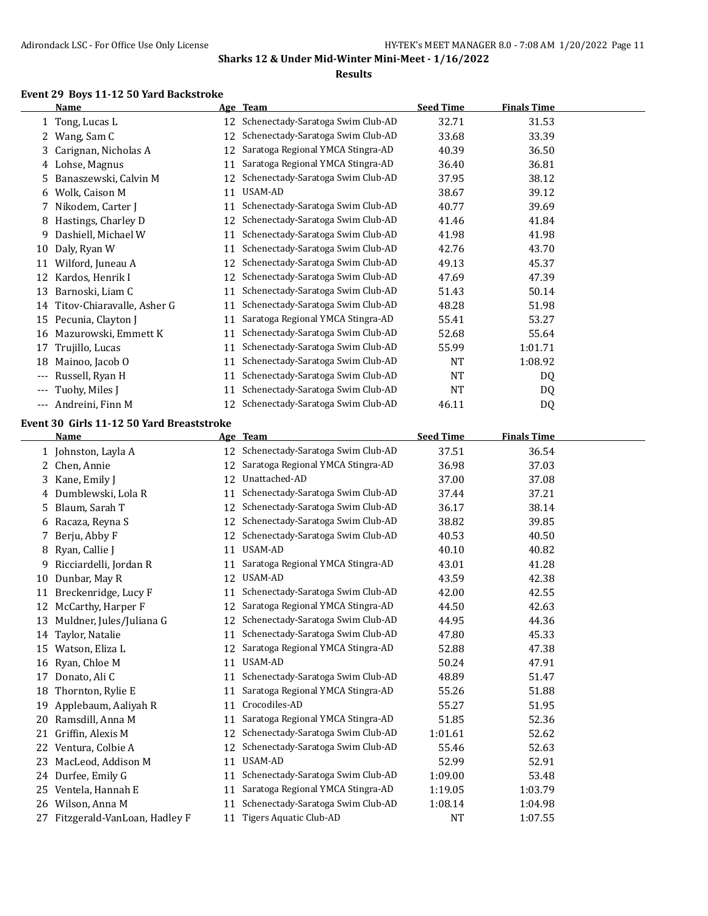## Sharks 12 & Under Mid-Winter Mini-Meet - 1/16/2022

### Results

#### Event 29 Boys 11-12 50 Yard Backstroke

| | Name | Age | Team | Seed Time | Finals Time |
|---|---|---|---|---|---|
| 1 | Tong, Lucas L | 12 | Schenectady-Saratoga Swim Club-AD | 32.71 | 31.53 |
| 2 | Wang, Sam C | 12 | Schenectady-Saratoga Swim Club-AD | 33.68 | 33.39 |
| 3 | Carignan, Nicholas A | 12 | Saratoga Regional YMCA Stingra-AD | 40.39 | 36.50 |
| 4 | Lohse, Magnus | 11 | Saratoga Regional YMCA Stingra-AD | 36.40 | 36.81 |
| 5 | Banaszewski, Calvin M | 12 | Schenectady-Saratoga Swim Club-AD | 37.95 | 38.12 |
| 6 | Wolk, Caison M | 11 | USAM-AD | 38.67 | 39.12 |
| 7 | Nikodem, Carter J | 11 | Schenectady-Saratoga Swim Club-AD | 40.77 | 39.69 |
| 8 | Hastings, Charley D | 12 | Schenectady-Saratoga Swim Club-AD | 41.46 | 41.84 |
| 9 | Dashiell, Michael W | 11 | Schenectady-Saratoga Swim Club-AD | 41.98 | 41.98 |
| 10 | Daly, Ryan W | 11 | Schenectady-Saratoga Swim Club-AD | 42.76 | 43.70 |
| 11 | Wilford, Juneau A | 12 | Schenectady-Saratoga Swim Club-AD | 49.13 | 45.37 |
| 12 | Kardos, Henrik I | 12 | Schenectady-Saratoga Swim Club-AD | 47.69 | 47.39 |
| 13 | Barnoski, Liam C | 11 | Schenectady-Saratoga Swim Club-AD | 51.43 | 50.14 |
| 14 | Titov-Chiaravalle, Asher G | 11 | Schenectady-Saratoga Swim Club-AD | 48.28 | 51.98 |
| 15 | Pecunia, Clayton J | 11 | Saratoga Regional YMCA Stingra-AD | 55.41 | 53.27 |
| 16 | Mazurowski, Emmett K | 11 | Schenectady-Saratoga Swim Club-AD | 52.68 | 55.64 |
| 17 | Trujillo, Lucas | 11 | Schenectady-Saratoga Swim Club-AD | 55.99 | 1:01.71 |
| 18 | Mainoo, Jacob O | 11 | Schenectady-Saratoga Swim Club-AD | NT | 1:08.92 |
| --- | Russell, Ryan H | 11 | Schenectady-Saratoga Swim Club-AD | NT | DQ |
| --- | Tuohy, Miles J | 11 | Schenectady-Saratoga Swim Club-AD | NT | DQ |
| --- | Andreini, Finn M | 12 | Schenectady-Saratoga Swim Club-AD | 46.11 | DQ |

#### Event 30 Girls 11-12 50 Yard Breaststroke

| | Name | Age | Team | Seed Time | Finals Time |
|---|---|---|---|---|---|
| 1 | Johnston, Layla A | 12 | Schenectady-Saratoga Swim Club-AD | 37.51 | 36.54 |
| 2 | Chen, Annie | 12 | Saratoga Regional YMCA Stingra-AD | 36.98 | 37.03 |
| 3 | Kane, Emily J | 12 | Unattached-AD | 37.00 | 37.08 |
| 4 | Dumblewski, Lola R | 11 | Schenectady-Saratoga Swim Club-AD | 37.44 | 37.21 |
| 5 | Blaum, Sarah T | 12 | Schenectady-Saratoga Swim Club-AD | 36.17 | 38.14 |
| 6 | Racaza, Reyna S | 12 | Schenectady-Saratoga Swim Club-AD | 38.82 | 39.85 |
| 7 | Berju, Abby F | 12 | Schenectady-Saratoga Swim Club-AD | 40.53 | 40.50 |
| 8 | Ryan, Callie J | 11 | USAM-AD | 40.10 | 40.82 |
| 9 | Ricciardelli, Jordan R | 11 | Saratoga Regional YMCA Stingra-AD | 43.01 | 41.28 |
| 10 | Dunbar, May R | 12 | USAM-AD | 43.59 | 42.38 |
| 11 | Breckenridge, Lucy F | 11 | Schenectady-Saratoga Swim Club-AD | 42.00 | 42.55 |
| 12 | McCarthy, Harper F | 12 | Saratoga Regional YMCA Stingra-AD | 44.50 | 42.63 |
| 13 | Muldner, Jules/Juliana G | 12 | Schenectady-Saratoga Swim Club-AD | 44.95 | 44.36 |
| 14 | Taylor, Natalie | 11 | Schenectady-Saratoga Swim Club-AD | 47.80 | 45.33 |
| 15 | Watson, Eliza L | 12 | Saratoga Regional YMCA Stingra-AD | 52.88 | 47.38 |
| 16 | Ryan, Chloe M | 11 | USAM-AD | 50.24 | 47.91 |
| 17 | Donato, Ali C | 11 | Schenectady-Saratoga Swim Club-AD | 48.89 | 51.47 |
| 18 | Thornton, Rylie E | 11 | Saratoga Regional YMCA Stingra-AD | 55.26 | 51.88 |
| 19 | Applebaum, Aaliyah R | 11 | Crocodiles-AD | 55.27 | 51.95 |
| 20 | Ramsdill, Anna M | 11 | Saratoga Regional YMCA Stingra-AD | 51.85 | 52.36 |
| 21 | Griffin, Alexis M | 12 | Schenectady-Saratoga Swim Club-AD | 1:01.61 | 52.62 |
| 22 | Ventura, Colbie A | 12 | Schenectady-Saratoga Swim Club-AD | 55.46 | 52.63 |
| 23 | MacLeod, Addison M | 11 | USAM-AD | 52.99 | 52.91 |
| 24 | Durfee, Emily G | 11 | Schenectady-Saratoga Swim Club-AD | 1:09.00 | 53.48 |
| 25 | Ventela, Hannah E | 11 | Saratoga Regional YMCA Stingra-AD | 1:19.05 | 1:03.79 |
| 26 | Wilson, Anna M | 11 | Schenectady-Saratoga Swim Club-AD | 1:08.14 | 1:04.98 |
| 27 | Fitzgerald-VanLoan, Hadley F | 11 | Tigers Aquatic Club-AD | NT | 1:07.55 |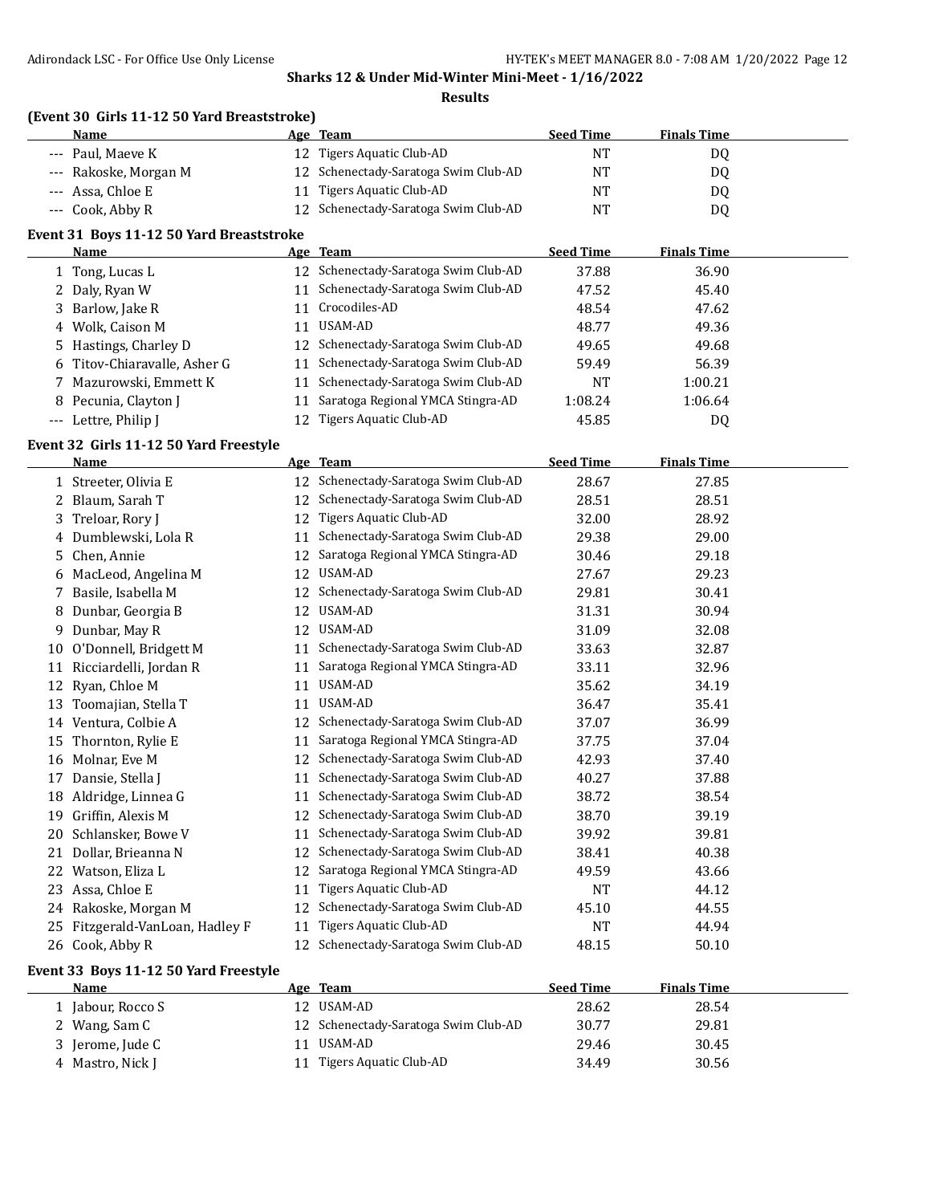**Sharks 12 & Under Mid-Winter Mini-Meet - 1/16/2022**

**Results**

### (Event 30 Girls 11-12 50 Yard Breaststroke)

| | Name | Age | Team | Seed Time | Finals Time |
|---|---|---|---|---|---|
| --- | Paul, Maeve K | 12 | Tigers Aquatic Club-AD | NT | DQ |
| --- | Rakoske, Morgan M | 12 | Schenectady-Saratoga Swim Club-AD | NT | DQ |
| --- | Assa, Chloe E | 11 | Tigers Aquatic Club-AD | NT | DQ |
| --- | Cook, Abby R | 12 | Schenectady-Saratoga Swim Club-AD | NT | DQ |

### Event 31 Boys 11-12 50 Yard Breaststroke

| | Name | Age | Team | Seed Time | Finals Time |
|---|---|---|---|---|---|
| 1 | Tong, Lucas L | 12 | Schenectady-Saratoga Swim Club-AD | 37.88 | 36.90 |
| 2 | Daly, Ryan W | 11 | Schenectady-Saratoga Swim Club-AD | 47.52 | 45.40 |
| 3 | Barlow, Jake R | 11 | Crocodiles-AD | 48.54 | 47.62 |
| 4 | Wolk, Caison M | 11 | USAM-AD | 48.77 | 49.36 |
| 5 | Hastings, Charley D | 12 | Schenectady-Saratoga Swim Club-AD | 49.65 | 49.68 |
| 6 | Titov-Chiaravalle, Asher G | 11 | Schenectady-Saratoga Swim Club-AD | 59.49 | 56.39 |
| 7 | Mazurowski, Emmett K | 11 | Schenectady-Saratoga Swim Club-AD | NT | 1:00.21 |
| 8 | Pecunia, Clayton J | 11 | Saratoga Regional YMCA Stingra-AD | 1:08.24 | 1:06.64 |
| --- | Lettre, Philip J | 12 | Tigers Aquatic Club-AD | 45.85 | DQ |

### Event 32 Girls 11-12 50 Yard Freestyle

| | Name | Age | Team | Seed Time | Finals Time |
|---|---|---|---|---|---|
| 1 | Streeter, Olivia E | 12 | Schenectady-Saratoga Swim Club-AD | 28.67 | 27.85 |
| 2 | Blaum, Sarah T | 12 | Schenectady-Saratoga Swim Club-AD | 28.51 | 28.51 |
| 3 | Treloar, Rory J | 12 | Tigers Aquatic Club-AD | 32.00 | 28.92 |
| 4 | Dumblewski, Lola R | 11 | Schenectady-Saratoga Swim Club-AD | 29.38 | 29.00 |
| 5 | Chen, Annie | 12 | Saratoga Regional YMCA Stingra-AD | 30.46 | 29.18 |
| 6 | MacLeod, Angelina M | 12 | USAM-AD | 27.67 | 29.23 |
| 7 | Basile, Isabella M | 12 | Schenectady-Saratoga Swim Club-AD | 29.81 | 30.41 |
| 8 | Dunbar, Georgia B | 12 | USAM-AD | 31.31 | 30.94 |
| 9 | Dunbar, May R | 12 | USAM-AD | 31.09 | 32.08 |
| 10 | O'Donnell, Bridgett M | 11 | Schenectady-Saratoga Swim Club-AD | 33.63 | 32.87 |
| 11 | Ricciardelli, Jordan R | 11 | Saratoga Regional YMCA Stingra-AD | 33.11 | 32.96 |
| 12 | Ryan, Chloe M | 11 | USAM-AD | 35.62 | 34.19 |
| 13 | Toomajian, Stella T | 11 | USAM-AD | 36.47 | 35.41 |
| 14 | Ventura, Colbie A | 12 | Schenectady-Saratoga Swim Club-AD | 37.07 | 36.99 |
| 15 | Thornton, Rylie E | 11 | Saratoga Regional YMCA Stingra-AD | 37.75 | 37.04 |
| 16 | Molnar, Eve M | 12 | Schenectady-Saratoga Swim Club-AD | 42.93 | 37.40 |
| 17 | Dansie, Stella J | 11 | Schenectady-Saratoga Swim Club-AD | 40.27 | 37.88 |
| 18 | Aldridge, Linnea G | 11 | Schenectady-Saratoga Swim Club-AD | 38.72 | 38.54 |
| 19 | Griffin, Alexis M | 12 | Schenectady-Saratoga Swim Club-AD | 38.70 | 39.19 |
| 20 | Schlansker, Bowe V | 11 | Schenectady-Saratoga Swim Club-AD | 39.92 | 39.81 |
| 21 | Dollar, Brieanna N | 12 | Schenectady-Saratoga Swim Club-AD | 38.41 | 40.38 |
| 22 | Watson, Eliza L | 12 | Saratoga Regional YMCA Stingra-AD | 49.59 | 43.66 |
| 23 | Assa, Chloe E | 11 | Tigers Aquatic Club-AD | NT | 44.12 |
| 24 | Rakoske, Morgan M | 12 | Schenectady-Saratoga Swim Club-AD | 45.10 | 44.55 |
| 25 | Fitzgerald-VanLoan, Hadley F | 11 | Tigers Aquatic Club-AD | NT | 44.94 |
| 26 | Cook, Abby R | 12 | Schenectady-Saratoga Swim Club-AD | 48.15 | 50.10 |

### Event 33 Boys 11-12 50 Yard Freestyle

| | Name | Age | Team | Seed Time | Finals Time |
|---|---|---|---|---|---|
| 1 | Jabour, Rocco S | 12 | USAM-AD | 28.62 | 28.54 |
| 2 | Wang, Sam C | 12 | Schenectady-Saratoga Swim Club-AD | 30.77 | 29.81 |
| 3 | Jerome, Jude C | 11 | USAM-AD | 29.46 | 30.45 |
| 4 | Mastro, Nick J | 11 | Tigers Aquatic Club-AD | 34.49 | 30.56 |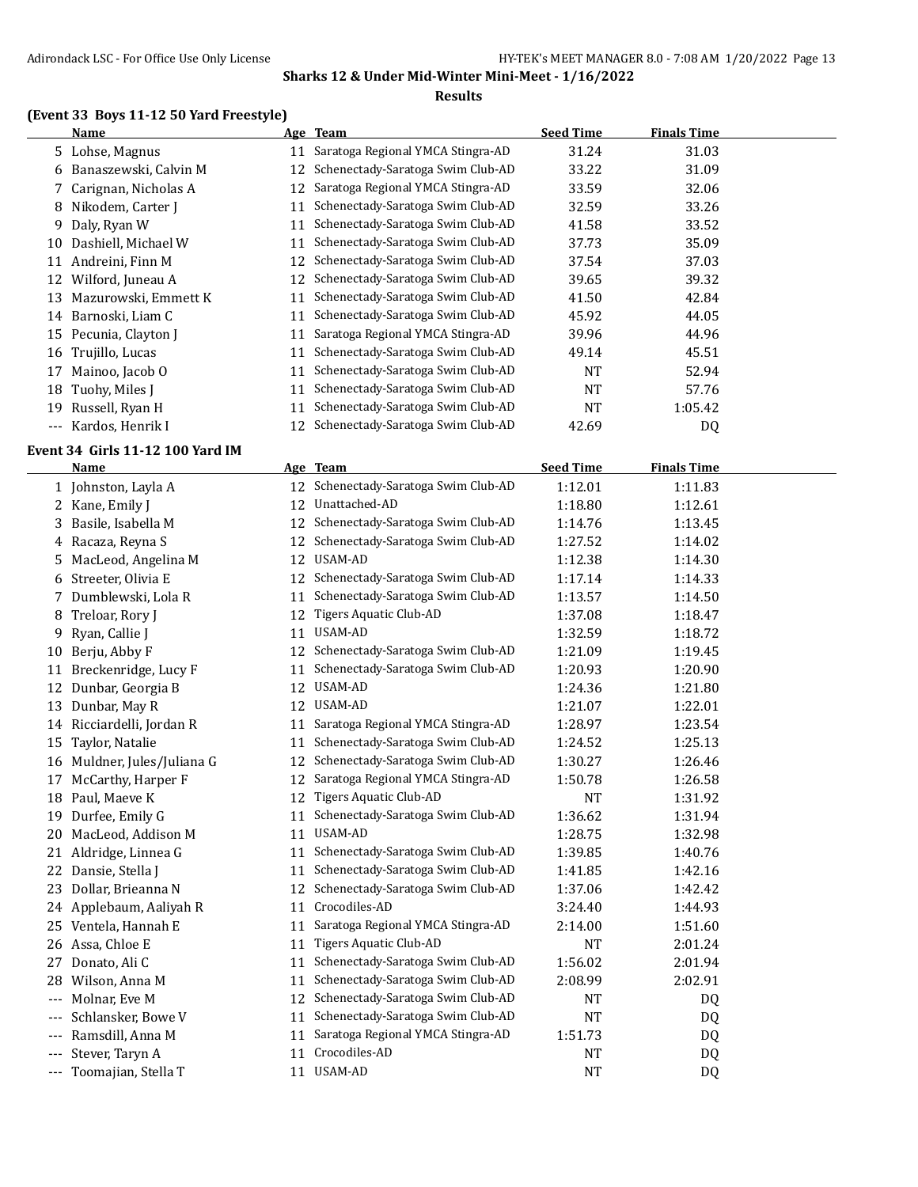**Sharks 12 & Under Mid-Winter Mini-Meet - 1/16/2022**

**Results**

### (Event 33 Boys 11-12 50 Yard Freestyle)

| | Name | Age | Team | Seed Time | Finals Time |
|---|---|---|---|---|---|
| 5 | Lohse, Magnus | 11 | Saratoga Regional YMCA Stingra-AD | 31.24 | 31.03 |
| 6 | Banaszewski, Calvin M | 12 | Schenectady-Saratoga Swim Club-AD | 33.22 | 31.09 |
| 7 | Carignan, Nicholas A | 12 | Saratoga Regional YMCA Stingra-AD | 33.59 | 32.06 |
| 8 | Nikodem, Carter J | 11 | Schenectady-Saratoga Swim Club-AD | 32.59 | 33.26 |
| 9 | Daly, Ryan W | 11 | Schenectady-Saratoga Swim Club-AD | 41.58 | 33.52 |
| 10 | Dashiell, Michael W | 11 | Schenectady-Saratoga Swim Club-AD | 37.73 | 35.09 |
| 11 | Andreini, Finn M | 12 | Schenectady-Saratoga Swim Club-AD | 37.54 | 37.03 |
| 12 | Wilford, Juneau A | 12 | Schenectady-Saratoga Swim Club-AD | 39.65 | 39.32 |
| 13 | Mazurowski, Emmett K | 11 | Schenectady-Saratoga Swim Club-AD | 41.50 | 42.84 |
| 14 | Barnoski, Liam C | 11 | Schenectady-Saratoga Swim Club-AD | 45.92 | 44.05 |
| 15 | Pecunia, Clayton J | 11 | Saratoga Regional YMCA Stingra-AD | 39.96 | 44.96 |
| 16 | Trujillo, Lucas | 11 | Schenectady-Saratoga Swim Club-AD | 49.14 | 45.51 |
| 17 | Mainoo, Jacob O | 11 | Schenectady-Saratoga Swim Club-AD | NT | 52.94 |
| 18 | Tuohy, Miles J | 11 | Schenectady-Saratoga Swim Club-AD | NT | 57.76 |
| 19 | Russell, Ryan H | 11 | Schenectady-Saratoga Swim Club-AD | NT | 1:05.42 |
| --- | Kardos, Henrik I | 12 | Schenectady-Saratoga Swim Club-AD | 42.69 | DQ |

### Event 34 Girls 11-12 100 Yard IM

| | Name | Age | Team | Seed Time | Finals Time |
|---|---|---|---|---|---|
| 1 | Johnston, Layla A | 12 | Schenectady-Saratoga Swim Club-AD | 1:12.01 | 1:11.83 |
| 2 | Kane, Emily J | 12 | Unattached-AD | 1:18.80 | 1:12.61 |
| 3 | Basile, Isabella M | 12 | Schenectady-Saratoga Swim Club-AD | 1:14.76 | 1:13.45 |
| 4 | Racaza, Reyna S | 12 | Schenectady-Saratoga Swim Club-AD | 1:27.52 | 1:14.02 |
| 5 | MacLeod, Angelina M | 12 | USAM-AD | 1:12.38 | 1:14.30 |
| 6 | Streeter, Olivia E | 12 | Schenectady-Saratoga Swim Club-AD | 1:17.14 | 1:14.33 |
| 7 | Dumblewski, Lola R | 11 | Schenectady-Saratoga Swim Club-AD | 1:13.57 | 1:14.50 |
| 8 | Treloar, Rory J | 12 | Tigers Aquatic Club-AD | 1:37.08 | 1:18.47 |
| 9 | Ryan, Callie J | 11 | USAM-AD | 1:32.59 | 1:18.72 |
| 10 | Berju, Abby F | 12 | Schenectady-Saratoga Swim Club-AD | 1:21.09 | 1:19.45 |
| 11 | Breckenridge, Lucy F | 11 | Schenectady-Saratoga Swim Club-AD | 1:20.93 | 1:20.90 |
| 12 | Dunbar, Georgia B | 12 | USAM-AD | 1:24.36 | 1:21.80 |
| 13 | Dunbar, May R | 12 | USAM-AD | 1:21.07 | 1:22.01 |
| 14 | Ricciardelli, Jordan R | 11 | Saratoga Regional YMCA Stingra-AD | 1:28.97 | 1:23.54 |
| 15 | Taylor, Natalie | 11 | Schenectady-Saratoga Swim Club-AD | 1:24.52 | 1:25.13 |
| 16 | Muldner, Jules/Juliana G | 12 | Schenectady-Saratoga Swim Club-AD | 1:30.27 | 1:26.46 |
| 17 | McCarthy, Harper F | 12 | Saratoga Regional YMCA Stingra-AD | 1:50.78 | 1:26.58 |
| 18 | Paul, Maeve K | 12 | Tigers Aquatic Club-AD | NT | 1:31.92 |
| 19 | Durfee, Emily G | 11 | Schenectady-Saratoga Swim Club-AD | 1:36.62 | 1:31.94 |
| 20 | MacLeod, Addison M | 11 | USAM-AD | 1:28.75 | 1:32.98 |
| 21 | Aldridge, Linnea G | 11 | Schenectady-Saratoga Swim Club-AD | 1:39.85 | 1:40.76 |
| 22 | Dansie, Stella J | 11 | Schenectady-Saratoga Swim Club-AD | 1:41.85 | 1:42.16 |
| 23 | Dollar, Brieanna N | 12 | Schenectady-Saratoga Swim Club-AD | 1:37.06 | 1:42.42 |
| 24 | Applebaum, Aaliyah R | 11 | Crocodiles-AD | 3:24.40 | 1:44.93 |
| 25 | Ventela, Hannah E | 11 | Saratoga Regional YMCA Stingra-AD | 2:14.00 | 1:51.60 |
| 26 | Assa, Chloe E | 11 | Tigers Aquatic Club-AD | NT | 2:01.24 |
| 27 | Donato, Ali C | 11 | Schenectady-Saratoga Swim Club-AD | 1:56.02 | 2:01.94 |
| 28 | Wilson, Anna M | 11 | Schenectady-Saratoga Swim Club-AD | 2:08.99 | 2:02.91 |
| --- | Molnar, Eve M | 12 | Schenectady-Saratoga Swim Club-AD | NT | DQ |
| --- | Schlansker, Bowe V | 11 | Schenectady-Saratoga Swim Club-AD | NT | DQ |
| --- | Ramsdill, Anna M | 11 | Saratoga Regional YMCA Stingra-AD | 1:51.73 | DQ |
| --- | Stever, Taryn A | 11 | Crocodiles-AD | NT | DQ |
| --- | Toomajian, Stella T | 11 | USAM-AD | NT | DQ |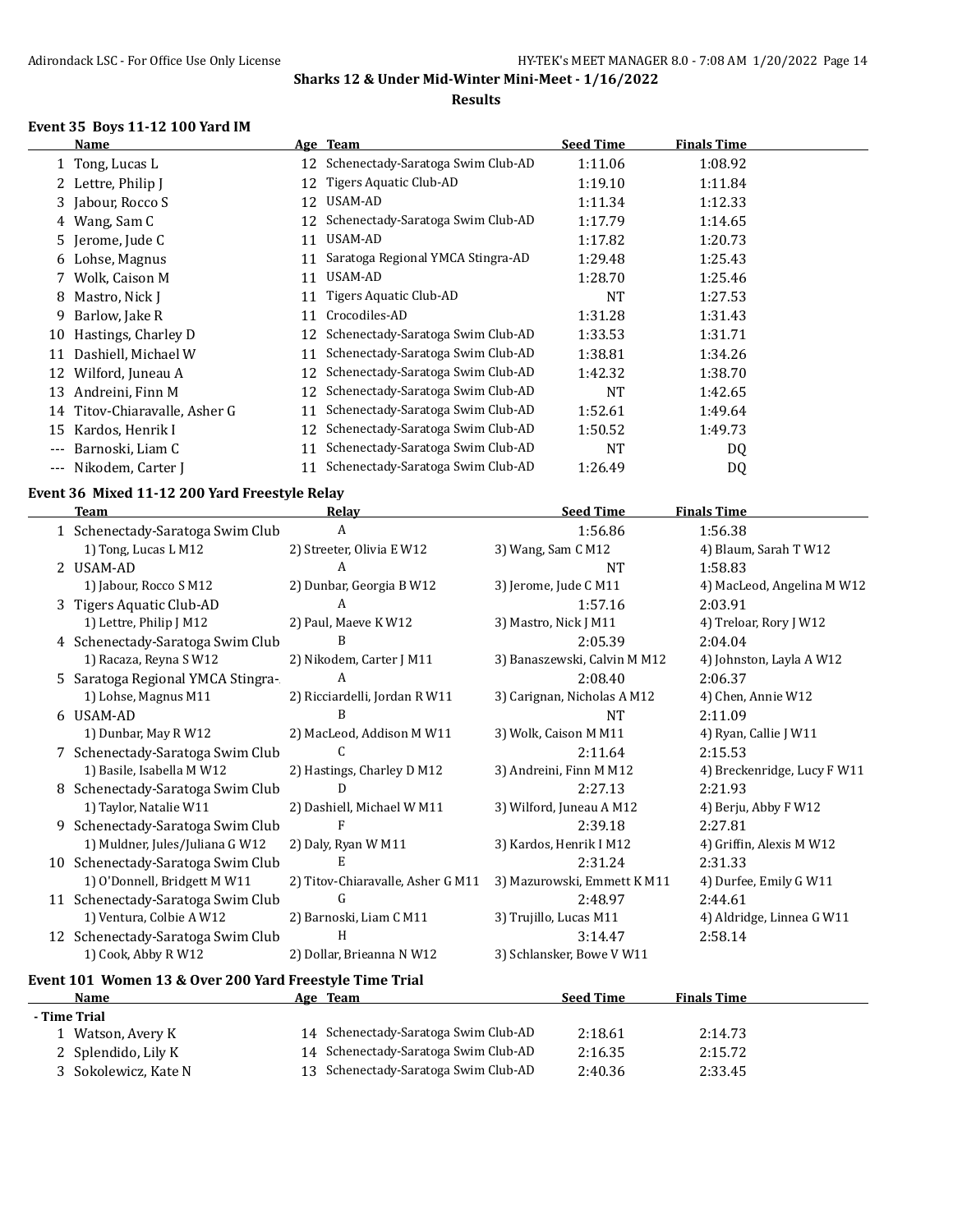Sharks 12 & Under Mid-Winter Mini-Meet - 1/16/2022

**Results**

### Event 35 Boys 11-12 100 Yard IM

| | Name | Age | Team | Seed Time | Finals Time |
|---|---|---|---|---|---|
| 1 | Tong, Lucas L | 12 | Schenectady-Saratoga Swim Club-AD | 1:11.06 | 1:08.92 |
| 2 | Lettre, Philip J | 12 | Tigers Aquatic Club-AD | 1:19.10 | 1:11.84 |
| 3 | Jabour, Rocco S | 12 | USAM-AD | 1:11.34 | 1:12.33 |
| 4 | Wang, Sam C | 12 | Schenectady-Saratoga Swim Club-AD | 1:17.79 | 1:14.65 |
| 5 | Jerome, Jude C | 11 | USAM-AD | 1:17.82 | 1:20.73 |
| 6 | Lohse, Magnus | 11 | Saratoga Regional YMCA Stingra-AD | 1:29.48 | 1:25.43 |
| 7 | Wolk, Caison M | 11 | USAM-AD | 1:28.70 | 1:25.46 |
| 8 | Mastro, Nick J | 11 | Tigers Aquatic Club-AD | NT | 1:27.53 |
| 9 | Barlow, Jake R | 11 | Crocodiles-AD | 1:31.28 | 1:31.43 |
| 10 | Hastings, Charley D | 12 | Schenectady-Saratoga Swim Club-AD | 1:33.53 | 1:31.71 |
| 11 | Dashiell, Michael W | 11 | Schenectady-Saratoga Swim Club-AD | 1:38.81 | 1:34.26 |
| 12 | Wilford, Juneau A | 12 | Schenectady-Saratoga Swim Club-AD | 1:42.32 | 1:38.70 |
| 13 | Andreini, Finn M | 12 | Schenectady-Saratoga Swim Club-AD | NT | 1:42.65 |
| 14 | Titov-Chiaravalle, Asher G | 11 | Schenectady-Saratoga Swim Club-AD | 1:52.61 | 1:49.64 |
| 15 | Kardos, Henrik I | 12 | Schenectady-Saratoga Swim Club-AD | 1:50.52 | 1:49.73 |
| --- | Barnoski, Liam C | 11 | Schenectady-Saratoga Swim Club-AD | NT | DQ |
| --- | Nikodem, Carter J | 11 | Schenectady-Saratoga Swim Club-AD | 1:26.49 | DQ |

### Event 36 Mixed 11-12 200 Yard Freestyle Relay

| | Team | Relay | Seed Time | Finals Time |
|---|---|---|---|---|
| 1 | Schenectady-Saratoga Swim Club | A | 1:56.86 | 1:56.38 |
| | 1) Tong, Lucas L M12 | 2) Streeter, Olivia E W12 | 3) Wang, Sam C M12 | 4) Blaum, Sarah T W12 |
| 2 | USAM-AD | A | NT | 1:58.83 |
| | 1) Jabour, Rocco S M12 | 2) Dunbar, Georgia B W12 | 3) Jerome, Jude C M11 | 4) MacLeod, Angelina M W12 |
| 3 | Tigers Aquatic Club-AD | A | 1:57.16 | 2:03.91 |
| | 1) Lettre, Philip J M12 | 2) Paul, Maeve K W12 | 3) Mastro, Nick J M11 | 4) Treloar, Rory J W12 |
| 4 | Schenectady-Saratoga Swim Club | B | 2:05.39 | 2:04.04 |
| | 1) Racaza, Reyna S W12 | 2) Nikodem, Carter J M11 | 3) Banaszewski, Calvin M M12 | 4) Johnston, Layla A W12 |
| 5 | Saratoga Regional YMCA Stingra- | A | 2:08.40 | 2:06.37 |
| | 1) Lohse, Magnus M11 | 2) Ricciardelli, Jordan R W11 | 3) Carignan, Nicholas A M12 | 4) Chen, Annie W12 |
| 6 | USAM-AD | B | NT | 2:11.09 |
| | 1) Dunbar, May R W12 | 2) MacLeod, Addison M W11 | 3) Wolk, Caison M M11 | 4) Ryan, Callie J W11 |
| 7 | Schenectady-Saratoga Swim Club | C | 2:11.64 | 2:15.53 |
| | 1) Basile, Isabella M W12 | 2) Hastings, Charley D M12 | 3) Andreini, Finn M M12 | 4) Breckenridge, Lucy F W11 |
| 8 | Schenectady-Saratoga Swim Club | D | 2:27.13 | 2:21.93 |
| | 1) Taylor, Natalie W11 | 2) Dashiell, Michael W M11 | 3) Wilford, Juneau A M12 | 4) Berju, Abby F W12 |
| 9 | Schenectady-Saratoga Swim Club | F | 2:39.18 | 2:27.81 |
| | 1) Muldner, Jules/Juliana G W12 | 2) Daly, Ryan W M11 | 3) Kardos, Henrik I M12 | 4) Griffin, Alexis M W12 |
| 10 | Schenectady-Saratoga Swim Club | E | 2:31.24 | 2:31.33 |
| | 1) O'Donnell, Bridgett M W11 | 2) Titov-Chiaravalle, Asher G M11 | 3) Mazurowski, Emmett K M11 | 4) Durfee, Emily G W11 |
| 11 | Schenectady-Saratoga Swim Club | G | 2:48.97 | 2:44.61 |
| | 1) Ventura, Colbie A W12 | 2) Barnoski, Liam C M11 | 3) Trujillo, Lucas M11 | 4) Aldridge, Linnea G W11 |
| 12 | Schenectady-Saratoga Swim Club | H | 3:14.47 | 2:58.14 |
| | 1) Cook, Abby R W12 | 2) Dollar, Brieanna N W12 | 3) Schlansker, Bowe V W11 | |

### Event 101 Women 13 & Over 200 Yard Freestyle Time Trial

| | Name | Age | Team | Seed Time | Finals Time |
|---|---|---|---|---|---|
| - Time Trial | | | | | |
| 1 | Watson, Avery K | 14 | Schenectady-Saratoga Swim Club-AD | 2:18.61 | 2:14.73 |
| 2 | Splendido, Lily K | 14 | Schenectady-Saratoga Swim Club-AD | 2:16.35 | 2:15.72 |
| 3 | Sokolewicz, Kate N | 13 | Schenectady-Saratoga Swim Club-AD | 2:40.36 | 2:33.45 |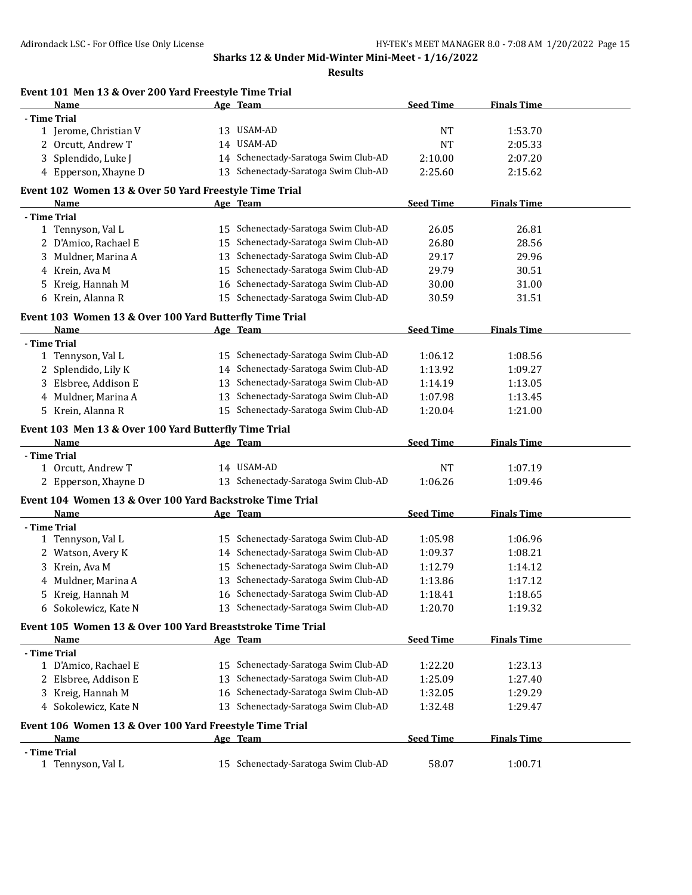**Sharks 12 & Under Mid-Winter Mini-Meet - 1/16/2022**

**Results**

### Event 101 Men 13 & Over 200 Yard Freestyle Time Trial

| | Name | Age | Team | Seed Time | Finals Time |
|---|---|---|---|---|---|
| - Time Trial | | | | | |
| 1 | Jerome, Christian V | 13 | USAM-AD | NT | 1:53.70 |
| 2 | Orcutt, Andrew T | 14 | USAM-AD | NT | 2:05.33 |
| 3 | Splendido, Luke J | 14 | Schenectady-Saratoga Swim Club-AD | 2:10.00 | 2:07.20 |
| 4 | Epperson, Xhayne D | 13 | Schenectady-Saratoga Swim Club-AD | 2:25.60 | 2:15.62 |

### Event 102 Women 13 & Over 50 Yard Freestyle Time Trial

| | Name | Age | Team | Seed Time | Finals Time |
|---|---|---|---|---|---|
| - Time Trial | | | | | |
| 1 | Tennyson, Val L | 15 | Schenectady-Saratoga Swim Club-AD | 26.05 | 26.81 |
| 2 | D'Amico, Rachael E | 15 | Schenectady-Saratoga Swim Club-AD | 26.80 | 28.56 |
| 3 | Muldner, Marina A | 13 | Schenectady-Saratoga Swim Club-AD | 29.17 | 29.96 |
| 4 | Krein, Ava M | 15 | Schenectady-Saratoga Swim Club-AD | 29.79 | 30.51 |
| 5 | Kreig, Hannah M | 16 | Schenectady-Saratoga Swim Club-AD | 30.00 | 31.00 |
| 6 | Krein, Alanna R | 15 | Schenectady-Saratoga Swim Club-AD | 30.59 | 31.51 |

### Event 103 Women 13 & Over 100 Yard Butterfly Time Trial

| | Name | Age | Team | Seed Time | Finals Time |
|---|---|---|---|---|---|
| - Time Trial | | | | | |
| 1 | Tennyson, Val L | 15 | Schenectady-Saratoga Swim Club-AD | 1:06.12 | 1:08.56 |
| 2 | Splendido, Lily K | 14 | Schenectady-Saratoga Swim Club-AD | 1:13.92 | 1:09.27 |
| 3 | Elsbree, Addison E | 13 | Schenectady-Saratoga Swim Club-AD | 1:14.19 | 1:13.05 |
| 4 | Muldner, Marina A | 13 | Schenectady-Saratoga Swim Club-AD | 1:07.98 | 1:13.45 |
| 5 | Krein, Alanna R | 15 | Schenectady-Saratoga Swim Club-AD | 1:20.04 | 1:21.00 |

### Event 103 Men 13 & Over 100 Yard Butterfly Time Trial

| | Name | Age | Team | Seed Time | Finals Time |
|---|---|---|---|---|---|
| - Time Trial | | | | | |
| 1 | Orcutt, Andrew T | 14 | USAM-AD | NT | 1:07.19 |
| 2 | Epperson, Xhayne D | 13 | Schenectady-Saratoga Swim Club-AD | 1:06.26 | 1:09.46 |

### Event 104 Women 13 & Over 100 Yard Backstroke Time Trial

| | Name | Age | Team | Seed Time | Finals Time |
|---|---|---|---|---|---|
| - Time Trial | | | | | |
| 1 | Tennyson, Val L | 15 | Schenectady-Saratoga Swim Club-AD | 1:05.98 | 1:06.96 |
| 2 | Watson, Avery K | 14 | Schenectady-Saratoga Swim Club-AD | 1:09.37 | 1:08.21 |
| 3 | Krein, Ava M | 15 | Schenectady-Saratoga Swim Club-AD | 1:12.79 | 1:14.12 |
| 4 | Muldner, Marina A | 13 | Schenectady-Saratoga Swim Club-AD | 1:13.86 | 1:17.12 |
| 5 | Kreig, Hannah M | 16 | Schenectady-Saratoga Swim Club-AD | 1:18.41 | 1:18.65 |
| 6 | Sokolewicz, Kate N | 13 | Schenectady-Saratoga Swim Club-AD | 1:20.70 | 1:19.32 |

### Event 105 Women 13 & Over 100 Yard Breaststroke Time Trial

| | Name | Age | Team | Seed Time | Finals Time |
|---|---|---|---|---|---|
| - Time Trial | | | | | |
| 1 | D'Amico, Rachael E | 15 | Schenectady-Saratoga Swim Club-AD | 1:22.20 | 1:23.13 |
| 2 | Elsbree, Addison E | 13 | Schenectady-Saratoga Swim Club-AD | 1:25.09 | 1:27.40 |
| 3 | Kreig, Hannah M | 16 | Schenectady-Saratoga Swim Club-AD | 1:32.05 | 1:29.29 |
| 4 | Sokolewicz, Kate N | 13 | Schenectady-Saratoga Swim Club-AD | 1:32.48 | 1:29.47 |

### Event 106 Women 13 & Over 100 Yard Freestyle Time Trial

| | Name | Age | Team | Seed Time | Finals Time |
|---|---|---|---|---|---|
| - Time Trial | | | | | |
| 1 | Tennyson, Val L | 15 | Schenectady-Saratoga Swim Club-AD | 58.07 | 1:00.71 |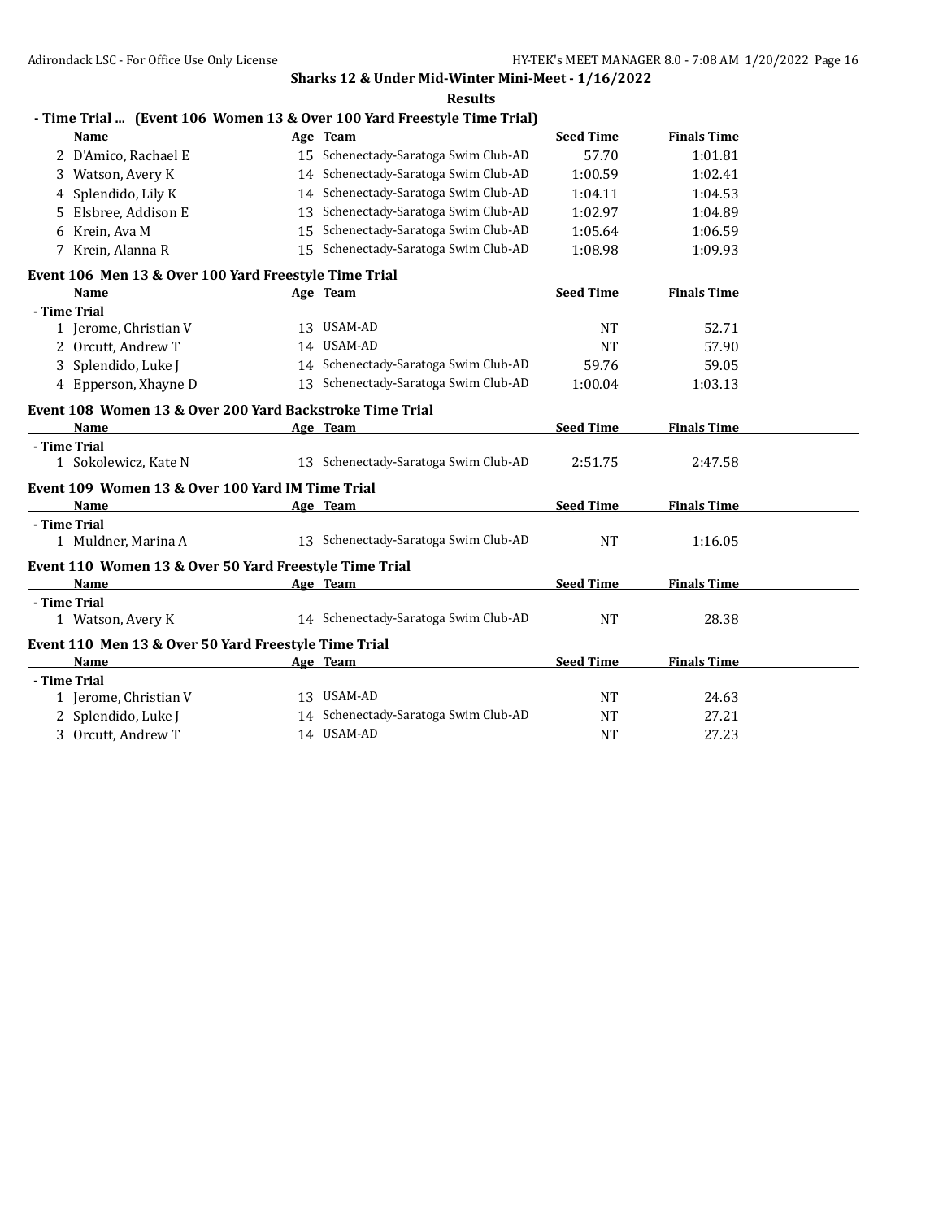**Sharks 12 & Under Mid-Winter Mini-Meet - 1/16/2022**

**Results**

### - Time Trial ... (Event 106 Women 13 & Over 100 Yard Freestyle Time Trial)

| | Name | Age | Team | Seed Time | Finals Time |
|---|---|---|---|---|---|
| 2 | D'Amico, Rachael E | 15 | Schenectady-Saratoga Swim Club-AD | 57.70 | 1:01.81 |
| 3 | Watson, Avery K | 14 | Schenectady-Saratoga Swim Club-AD | 1:00.59 | 1:02.41 |
| 4 | Splendido, Lily K | 14 | Schenectady-Saratoga Swim Club-AD | 1:04.11 | 1:04.53 |
| 5 | Elsbree, Addison E | 13 | Schenectady-Saratoga Swim Club-AD | 1:02.97 | 1:04.89 |
| 6 | Krein, Ava M | 15 | Schenectady-Saratoga Swim Club-AD | 1:05.64 | 1:06.59 |
| 7 | Krein, Alanna R | 15 | Schenectady-Saratoga Swim Club-AD | 1:08.98 | 1:09.93 |

### Event 106 Men 13 & Over 100 Yard Freestyle Time Trial

| | Name | Age | Team | Seed Time | Finals Time |
|---|---|---|---|---|---|
| - Time Trial | | | | | |
| 1 | Jerome, Christian V | 13 | USAM-AD | NT | 52.71 |
| 2 | Orcutt, Andrew T | 14 | USAM-AD | NT | 57.90 |
| 3 | Splendido, Luke J | 14 | Schenectady-Saratoga Swim Club-AD | 59.76 | 59.05 |
| 4 | Epperson, Xhayne D | 13 | Schenectady-Saratoga Swim Club-AD | 1:00.04 | 1:03.13 |

### Event 108 Women 13 & Over 200 Yard Backstroke Time Trial

| | Name | Age | Team | Seed Time | Finals Time |
|---|---|---|---|---|---|
| - Time Trial | | | | | |
| 1 | Sokolewicz, Kate N | 13 | Schenectady-Saratoga Swim Club-AD | 2:51.75 | 2:47.58 |

### Event 109 Women 13 & Over 100 Yard IM Time Trial

| | Name | Age | Team | Seed Time | Finals Time |
|---|---|---|---|---|---|
| - Time Trial | | | | | |
| 1 | Muldner, Marina A | 13 | Schenectady-Saratoga Swim Club-AD | NT | 1:16.05 |

### Event 110 Women 13 & Over 50 Yard Freestyle Time Trial

| | Name | Age | Team | Seed Time | Finals Time |
|---|---|---|---|---|---|
| - Time Trial | | | | | |
| 1 | Watson, Avery K | 14 | Schenectady-Saratoga Swim Club-AD | NT | 28.38 |

### Event 110 Men 13 & Over 50 Yard Freestyle Time Trial

| | Name | Age | Team | Seed Time | Finals Time |
|---|---|---|---|---|---|
| - Time Trial | | | | | |
| 1 | Jerome, Christian V | 13 | USAM-AD | NT | 24.63 |
| 2 | Splendido, Luke J | 14 | Schenectady-Saratoga Swim Club-AD | NT | 27.21 |
| 3 | Orcutt, Andrew T | 14 | USAM-AD | NT | 27.23 |